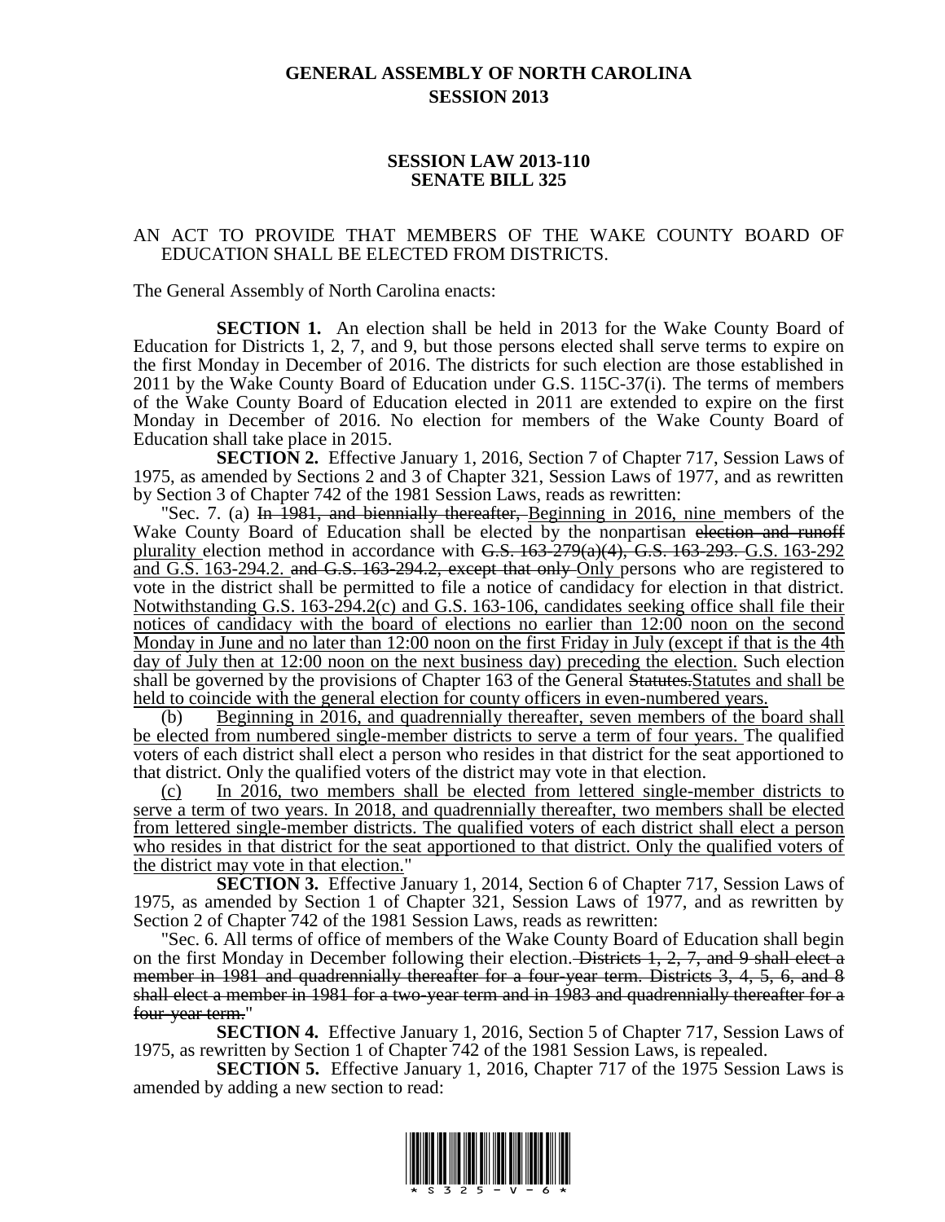# GENERAL ASSEMBLY OF NORTH CAROLINA
## SESSION 2013

### SESSION LAW 2013-110
### SENATE BILL 325

AN ACT TO PROVIDE THAT MEMBERS OF THE WAKE COUNTY BOARD OF EDUCATION SHALL BE ELECTED FROM DISTRICTS.

The General Assembly of North Carolina enacts:

**SECTION 1.** An election shall be held in 2013 for the Wake County Board of Education for Districts 1, 2, 7, and 9, but those persons elected shall serve terms to expire on the first Monday in December of 2016. The districts for such election are those established in 2011 by the Wake County Board of Education under G.S. 115C-37(i). The terms of members of the Wake County Board of Education elected in 2011 are extended to expire on the first Monday in December of 2016. No election for members of the Wake County Board of Education shall take place in 2015.

**SECTION 2.** Effective January 1, 2016, Section 7 of Chapter 717, Session Laws of 1975, as amended by Sections 2 and 3 of Chapter 321, Session Laws of 1977, and as rewritten by Section 3 of Chapter 742 of the 1981 Session Laws, reads as rewritten:

"Sec. 7. (a) ~~In 1981, and biennially thereafter,~~ <u>Beginning in 2016, nine</u> members of the Wake County Board of Education shall be elected by the nonpartisan ~~election and runoff~~ <u>plurality</u> election method in accordance with ~~G.S. 163-279(a)(4), G.S. 163-293.~~ <u>G.S. 163-292 and G.S. 163-294.2.</u> ~~and G.S. 163-294.2, except that only~~ <u>Only</u> persons who are registered to vote in the district shall be permitted to file a notice of candidacy for election in that district. <u>Notwithstanding G.S. 163-294.2(c) and G.S. 163-106, candidates seeking office shall file their notices of candidacy with the board of elections no earlier than 12:00 noon on the second Monday in June and no later than 12:00 noon on the first Friday in July (except if that is the 4th day of July then at 12:00 noon on the next business day) preceding the election.</u> Such election shall be governed by the provisions of Chapter 163 of the General ~~Statutes.~~<u>Statutes and shall be held to coincide with the general election for county officers in even-numbered years.</u>

(b) <u>Beginning in 2016, and quadrennially thereafter, seven members of the board shall be elected from numbered single-member districts to serve a term of four years.</u> The qualified voters of each district shall elect a person who resides in that district for the seat apportioned to that district. Only the qualified voters of the district may vote in that election.

<u>(c) In 2016, two members shall be elected from lettered single-member districts to serve a term of two years. In 2018, and quadrennially thereafter, two members shall be elected from lettered single-member districts. The qualified voters of each district shall elect a person who resides in that district for the seat apportioned to that district. Only the qualified voters of the district may vote in that election.</u>"

**SECTION 3.** Effective January 1, 2014, Section 6 of Chapter 717, Session Laws of 1975, as amended by Section 1 of Chapter 321, Session Laws of 1977, and as rewritten by Section 2 of Chapter 742 of the 1981 Session Laws, reads as rewritten:

"Sec. 6. All terms of office of members of the Wake County Board of Education shall begin on the first Monday in December following their election. ~~Districts 1, 2, 7, and 9 shall elect a member in 1981 and quadrennially thereafter for a four-year term. Districts 3, 4, 5, 6, and 8 shall elect a member in 1981 for a two-year term and in 1983 and quadrennially thereafter for a four-year term.~~"

**SECTION 4.** Effective January 1, 2016, Section 5 of Chapter 717, Session Laws of 1975, as rewritten by Section 1 of Chapter 742 of the 1981 Session Laws, is repealed.

**SECTION 5.** Effective January 1, 2016, Chapter 717 of the 1975 Session Laws is amended by adding a new section to read: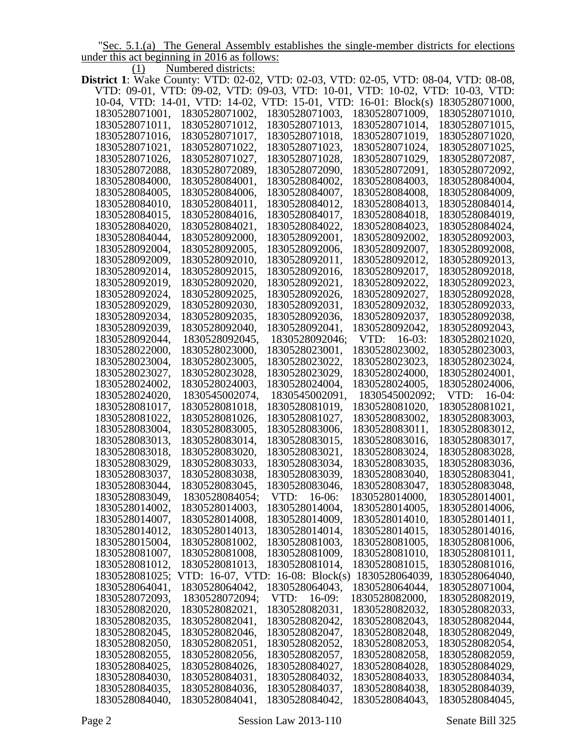"Sec. 5.1.(a) The General Assembly establishes the single-member districts for elections under this act beginning in 2016 as follows:

(1) Numbered districts:

**District 1**: Wake County: VTD: 02-02, VTD: 02-03, VTD: 02-05, VTD: 08-04, VTD: 08-08, VTD: 09-01, VTD: 09-02, VTD: 09-03, VTD: 10-01, VTD: 10-02, VTD: 10-03, VTD: 10-04, VTD: 14-01, VTD: 14-02, VTD: 15-01, VTD: 16-01: Block(s) 1830528071000, 1830528071001, 1830528071002, 1830528071003, 1830528071009, 1830528071010, 1830528071011, 1830528071012, 1830528071013, 1830528071014, 1830528071015, 1830528071016, 1830528071017, 1830528071018, 1830528071019, 1830528071020, 1830528071021, 1830528071022, 1830528071023, 1830528071024, 1830528071025, 1830528071026, 1830528071027, 1830528071028, 1830528071029, 1830528072087, 1830528072088, 1830528072089, 1830528072090, 1830528072091, 1830528072092, 1830528084000, 1830528084001, 1830528084002, 1830528084003, 1830528084004, 1830528084005, 1830528084006, 1830528084007, 1830528084008, 1830528084009, 1830528084010, 1830528084011, 1830528084012, 1830528084013, 1830528084014, 1830528084015, 1830528084016, 1830528084017, 1830528084018, 1830528084019, 1830528084020, 1830528084021, 1830528084022, 1830528084023, 1830528084024, 1830528084044, 1830528092000, 1830528092001, 1830528092002, 1830528092003, 1830528092004, 1830528092005, 1830528092006, 1830528092007, 1830528092008, 1830528092009, 1830528092010, 1830528092011, 1830528092012, 1830528092013, 1830528092014, 1830528092015, 1830528092016, 1830528092017, 1830528092018, 1830528092019, 1830528092020, 1830528092021, 1830528092022, 1830528092023, 1830528092024, 1830528092025, 1830528092026, 1830528092027, 1830528092028, 1830528092029, 1830528092030, 1830528092031, 1830528092032, 1830528092033, 1830528092034, 1830528092035, 1830528092036, 1830528092037, 1830528092038, 1830528092039, 1830528092040, 1830528092041, 1830528092042, 1830528092043, 1830528092044, 1830528092045, 1830528092046; VTD: 16-03: 1830528021020, 1830528022000, 1830528023000, 1830528023001, 1830528023002, 1830528023003, 1830528023004, 1830528023005, 1830528023022, 1830528023023, 1830528023024, 1830528023027, 1830528023028, 1830528023029, 1830528024000, 1830528024001, 1830528024002, 1830528024003, 1830528024004, 1830528024005, 1830528024006, 1830528024020, 1830545002074, 1830545002091, 1830545002092; VTD: 16-04: 1830528081017, 1830528081018, 1830528081019, 1830528081020, 1830528081021, 1830528081022, 1830528081026, 1830528081027, 1830528083002, 1830528083003, 1830528083004, 1830528083005, 1830528083006, 1830528083011, 1830528083012, 1830528083013, 1830528083014, 1830528083015, 1830528083016, 1830528083017, 1830528083018, 1830528083020, 1830528083021, 1830528083024, 1830528083028, 1830528083029, 1830528083033, 1830528083034, 1830528083035, 1830528083036, 1830528083037, 1830528083038, 1830528083039, 1830528083040, 1830528083041, 1830528083044, 1830528083045, 1830528083046, 1830528083047, 1830528083048, 1830528083049, 1830528084054; VTD: 16-06: 1830528014000, 1830528014001, 1830528014002, 1830528014003, 1830528014004, 1830528014005, 1830528014006, 1830528014007, 1830528014008, 1830528014009, 1830528014010, 1830528014011, 1830528014012, 1830528014013, 1830528014014, 1830528014015, 1830528014016, 1830528015004, 1830528081002, 1830528081003, 1830528081005, 1830528081006, 1830528081007, 1830528081008, 1830528081009, 1830528081010, 1830528081011, 1830528081012, 1830528081013, 1830528081014, 1830528081015, 1830528081016, 1830528081025; VTD: 16-07, VTD: 16-08: Block(s) 1830528064039, 1830528064040, 1830528064041, 1830528064042, 1830528064043, 1830528064044, 1830528071004, 1830528072093, 1830528072094; VTD: 16-09: 1830528082000, 1830528082019, 1830528082020, 1830528082021, 1830528082031, 1830528082032, 1830528082033, 1830528082035, 1830528082041, 1830528082042, 1830528082043, 1830528082044, 1830528082045, 1830528082046, 1830528082047, 1830528082048, 1830528082049, 1830528082050, 1830528082051, 1830528082052, 1830528082053, 1830528082054, 1830528082055, 1830528082056, 1830528082057, 1830528082058, 1830528082059, 1830528084025, 1830528084026, 1830528084027, 1830528084028, 1830528084029, 1830528084030, 1830528084031, 1830528084032, 1830528084033, 1830528084034, 1830528084035, 1830528084036, 1830528084037, 1830528084038, 1830528084039, 1830528084040, 1830528084041, 1830528084042, 1830528084043, 1830528084045,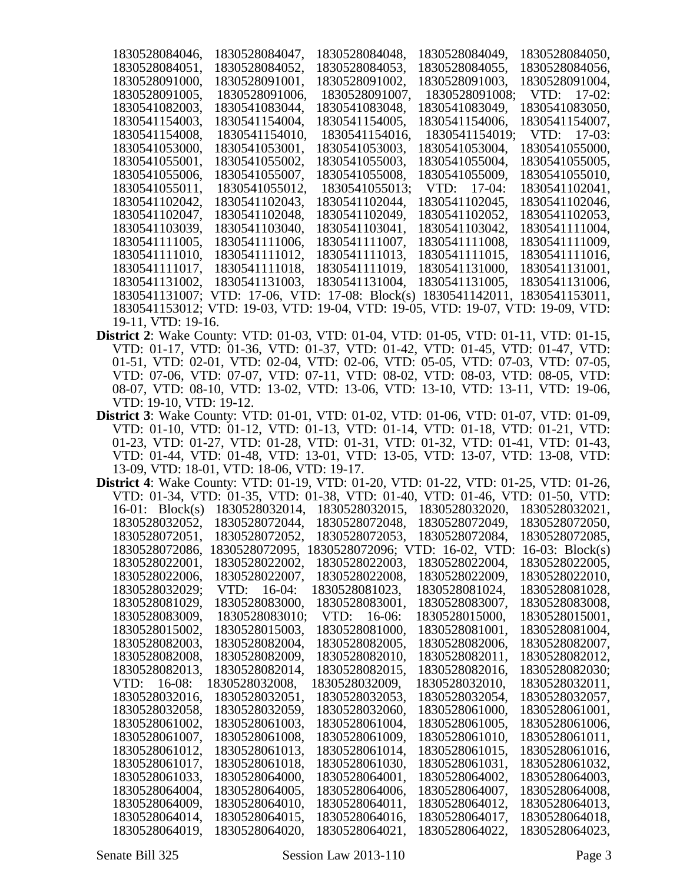1830528084046, 1830528084047, 1830528084048, 1830528084049, 1830528084050, 1830528084051, 1830528084052, 1830528084053, 1830528084055, 1830528084056, 1830528091000, 1830528091001, 1830528091002, 1830528091003, 1830528091004, 1830528091005, 1830528091006, 1830528091007, 1830528091008; VTD: 17-02: 1830541082003, 1830541083044, 1830541083048, 1830541083049, 1830541083050, 1830541154003, 1830541154004, 1830541154005, 1830541154006, 1830541154007, 1830541154008, 1830541154010, 1830541154016, 1830541154019; VTD: 17-03: 1830541053000, 1830541053001, 1830541053003, 1830541053004, 1830541055000, 1830541055001, 1830541055002, 1830541055003, 1830541055004, 1830541055005, 1830541055006, 1830541055007, 1830541055008, 1830541055009, 1830541055010, 1830541055011, 1830541055012, 1830541055013; VTD: 17-04: 1830541102041, 1830541102042, 1830541102043, 1830541102044, 1830541102045, 1830541102046, 1830541102047, 1830541102048, 1830541102049, 1830541102052, 1830541102053, 1830541103039, 1830541103040, 1830541103041, 1830541103042, 1830541111004, 1830541111005, 1830541111006, 1830541111007, 1830541111008, 1830541111009, 1830541111010, 1830541111012, 1830541111013, 1830541111015, 1830541111016, 1830541111017, 1830541111018, 1830541111019, 1830541131000, 1830541131001, 1830541131002, 1830541131003, 1830541131004, 1830541131005, 1830541131006, 1830541131007; VTD: 17-06, VTD: 17-08: Block(s) 1830541142011, 1830541153011, 1830541153012; VTD: 19-03, VTD: 19-04, VTD: 19-05, VTD: 19-07, VTD: 19-09, VTD: 19-11, VTD: 19-16.

**District 2**: Wake County: VTD: 01-03, VTD: 01-04, VTD: 01-05, VTD: 01-11, VTD: 01-15, VTD: 01-17, VTD: 01-36, VTD: 01-37, VTD: 01-42, VTD: 01-45, VTD: 01-47, VTD: 01-51, VTD: 02-01, VTD: 02-04, VTD: 02-06, VTD: 05-05, VTD: 07-03, VTD: 07-05, VTD: 07-06, VTD: 07-07, VTD: 07-11, VTD: 08-02, VTD: 08-03, VTD: 08-05, VTD: 08-07, VTD: 08-10, VTD: 13-02, VTD: 13-06, VTD: 13-10, VTD: 13-11, VTD: 19-06, VTD: 19-10, VTD: 19-12.

**District 3**: Wake County: VTD: 01-01, VTD: 01-02, VTD: 01-06, VTD: 01-07, VTD: 01-09, VTD: 01-10, VTD: 01-12, VTD: 01-13, VTD: 01-14, VTD: 01-18, VTD: 01-21, VTD: 01-23, VTD: 01-27, VTD: 01-28, VTD: 01-31, VTD: 01-32, VTD: 01-41, VTD: 01-43, VTD: 01-44, VTD: 01-48, VTD: 13-01, VTD: 13-05, VTD: 13-07, VTD: 13-08, VTD: 13-09, VTD: 18-01, VTD: 18-06, VTD: 19-17.

**District 4**: Wake County: VTD: 01-19, VTD: 01-20, VTD: 01-22, VTD: 01-25, VTD: 01-26, VTD: 01-34, VTD: 01-35, VTD: 01-38, VTD: 01-40, VTD: 01-46, VTD: 01-50, VTD: 16-01: Block(s) 1830528032014, 1830528032015, 1830528032020, 1830528032021, 1830528032052, 1830528072044, 1830528072048, 1830528072049, 1830528072050, 1830528072051, 1830528072052, 1830528072053, 1830528072084, 1830528072085, 1830528072086, 1830528072095, 1830528072096; VTD: 16-02, VTD: 16-03: Block(s) 1830528022001, 1830528022002, 1830528022003, 1830528022004, 1830528022005, 1830528022006, 1830528022007, 1830528022008, 1830528022009, 1830528022010, 1830528032029; VTD: 16-04: 1830528081023, 1830528081024, 1830528081028, 1830528081029, 1830528083000, 1830528083001, 1830528083007, 1830528083008, 1830528083009, 1830528083010; VTD: 16-06: 1830528015000, 1830528015001, 1830528015002, 1830528015003, 1830528081000, 1830528081001, 1830528081004, 1830528082003, 1830528082004, 1830528082005, 1830528082006, 1830528082007, 1830528082008, 1830528082009, 1830528082010, 1830528082011, 1830528082012, 1830528082013, 1830528082014, 1830528082015, 1830528082016, 1830528082030; VTD: 16-08: 1830528032008, 1830528032009, 1830528032010, 1830528032011, 1830528032016, 1830528032051, 1830528032053, 1830528032054, 1830528032057, 1830528032058, 1830528032059, 1830528032060, 1830528061000, 1830528061001, 1830528061002, 1830528061003, 1830528061004, 1830528061005, 1830528061006, 1830528061007, 1830528061008, 1830528061009, 1830528061010, 1830528061011, 1830528061012, 1830528061013, 1830528061014, 1830528061015, 1830528061016, 1830528061017, 1830528061018, 1830528061030, 1830528061031, 1830528061032, 1830528061033, 1830528064000, 1830528064001, 1830528064002, 1830528064003, 1830528064004, 1830528064005, 1830528064006, 1830528064007, 1830528064008, 1830528064009, 1830528064010, 1830528064011, 1830528064012, 1830528064013, 1830528064014, 1830528064015, 1830528064016, 1830528064017, 1830528064018, 1830528064019, 1830528064020, 1830528064021, 1830528064022, 1830528064023,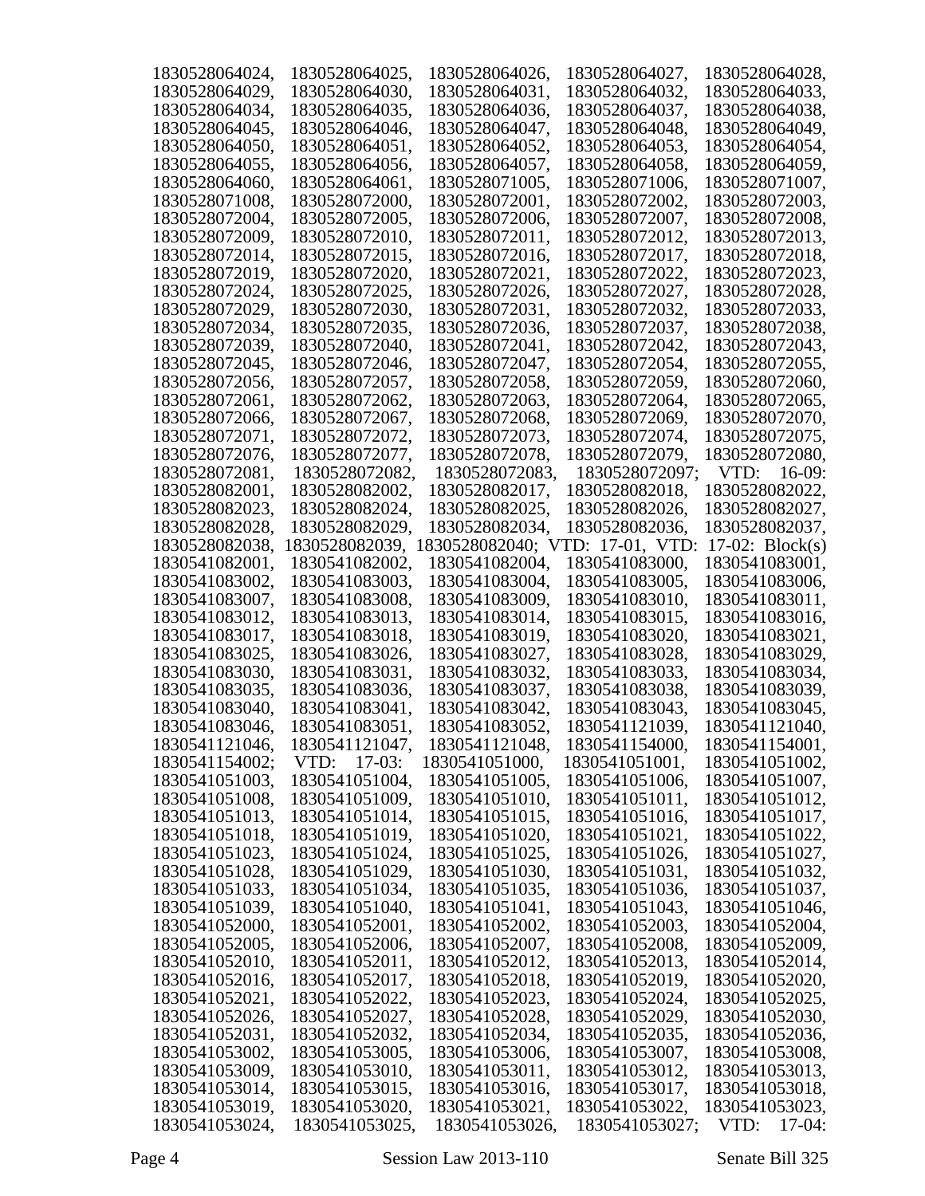1830528064024, 1830528064025, 1830528064026, 1830528064027, 1830528064028, 1830528064029, 1830528064030, 1830528064031, 1830528064032, 1830528064033, 1830528064034, 1830528064035, 1830528064036, 1830528064037, 1830528064038, 1830528064045, 1830528064046, 1830528064047, 1830528064048, 1830528064049, 1830528064050, 1830528064051, 1830528064052, 1830528064053, 1830528064054, 1830528064055, 1830528064056, 1830528064057, 1830528064058, 1830528064059, 1830528064060, 1830528064061, 1830528071005, 1830528071006, 1830528071007, 1830528071008, 1830528072000, 1830528072001, 1830528072002, 1830528072003, 1830528072004, 1830528072005, 1830528072006, 1830528072007, 1830528072008, 1830528072009, 1830528072010, 1830528072011, 1830528072012, 1830528072013, 1830528072014, 1830528072015, 1830528072016, 1830528072017, 1830528072018, 1830528072019, 1830528072020, 1830528072021, 1830528072022, 1830528072023, 1830528072024, 1830528072025, 1830528072026, 1830528072027, 1830528072028, 1830528072029, 1830528072030, 1830528072031, 1830528072032, 1830528072033, 1830528072034, 1830528072035, 1830528072036, 1830528072037, 1830528072038, 1830528072039, 1830528072040, 1830528072041, 1830528072042, 1830528072043, 1830528072045, 1830528072046, 1830528072047, 1830528072054, 1830528072055, 1830528072056, 1830528072057, 1830528072058, 1830528072059, 1830528072060, 1830528072061, 1830528072062, 1830528072063, 1830528072064, 1830528072065, 1830528072066, 1830528072067, 1830528072068, 1830528072069, 1830528072070, 1830528072071, 1830528072072, 1830528072073, 1830528072074, 1830528072075, 1830528072076, 1830528072077, 1830528072078, 1830528072079, 1830528072080, 1830528072081, 1830528072082, 1830528072083, 1830528072097; VTD: 16-09: 1830528082001, 1830528082002, 1830528082017, 1830528082018, 1830528082022, 1830528082023, 1830528082024, 1830528082025, 1830528082026, 1830528082027, 1830528082028, 1830528082029, 1830528082034, 1830528082036, 1830528082037, 1830528082038, 1830528082039, 1830528082040; VTD: 17-01, VTD: 17-02: Block(s) 1830541082001, 1830541082002, 1830541082004, 1830541083000, 1830541083001, 1830541083002, 1830541083003, 1830541083004, 1830541083005, 1830541083006, 1830541083007, 1830541083008, 1830541083009, 1830541083010, 1830541083011, 1830541083012, 1830541083013, 1830541083014, 1830541083015, 1830541083016, 1830541083017, 1830541083018, 1830541083019, 1830541083020, 1830541083021, 1830541083025, 1830541083026, 1830541083027, 1830541083028, 1830541083029, 1830541083030, 1830541083031, 1830541083032, 1830541083033, 1830541083034, 1830541083035, 1830541083036, 1830541083037, 1830541083038, 1830541083039, 1830541083040, 1830541083041, 1830541083042, 1830541083043, 1830541083045, 1830541083046, 1830541083051, 1830541083052, 1830541121039, 1830541121040, 1830541121046, 1830541121047, 1830541121048, 1830541154000, 1830541154001, 1830541154002; VTD: 17-03: 1830541051000, 1830541051001, 1830541051002, 1830541051003, 1830541051004, 1830541051005, 1830541051006, 1830541051007, 1830541051008, 1830541051009, 1830541051010, 1830541051011, 1830541051012, 1830541051013, 1830541051014, 1830541051015, 1830541051016, 1830541051017, 1830541051018, 1830541051019, 1830541051020, 1830541051021, 1830541051022, 1830541051023, 1830541051024, 1830541051025, 1830541051026, 1830541051027, 1830541051028, 1830541051029, 1830541051030, 1830541051031, 1830541051032, 1830541051033, 1830541051034, 1830541051035, 1830541051036, 1830541051037, 1830541051039, 1830541051040, 1830541051041, 1830541051043, 1830541051046, 1830541052000, 1830541052001, 1830541052002, 1830541052003, 1830541052004, 1830541052005, 1830541052006, 1830541052007, 1830541052008, 1830541052009, 1830541052010, 1830541052011, 1830541052012, 1830541052013, 1830541052014, 1830541052016, 1830541052017, 1830541052018, 1830541052019, 1830541052020, 1830541052021, 1830541052022, 1830541052023, 1830541052024, 1830541052025, 1830541052026, 1830541052027, 1830541052028, 1830541052029, 1830541052030, 1830541052031, 1830541052032, 1830541052034, 1830541052035, 1830541052036, 1830541053002, 1830541053005, 1830541053006, 1830541053007, 1830541053008, 1830541053009, 1830541053010, 1830541053011, 1830541053012, 1830541053013, 1830541053014, 1830541053015, 1830541053016, 1830541053017, 1830541053018, 1830541053019, 1830541053020, 1830541053021, 1830541053022, 1830541053023, 1830541053024, 1830541053025, 1830541053026, 1830541053027; VTD: 17-04: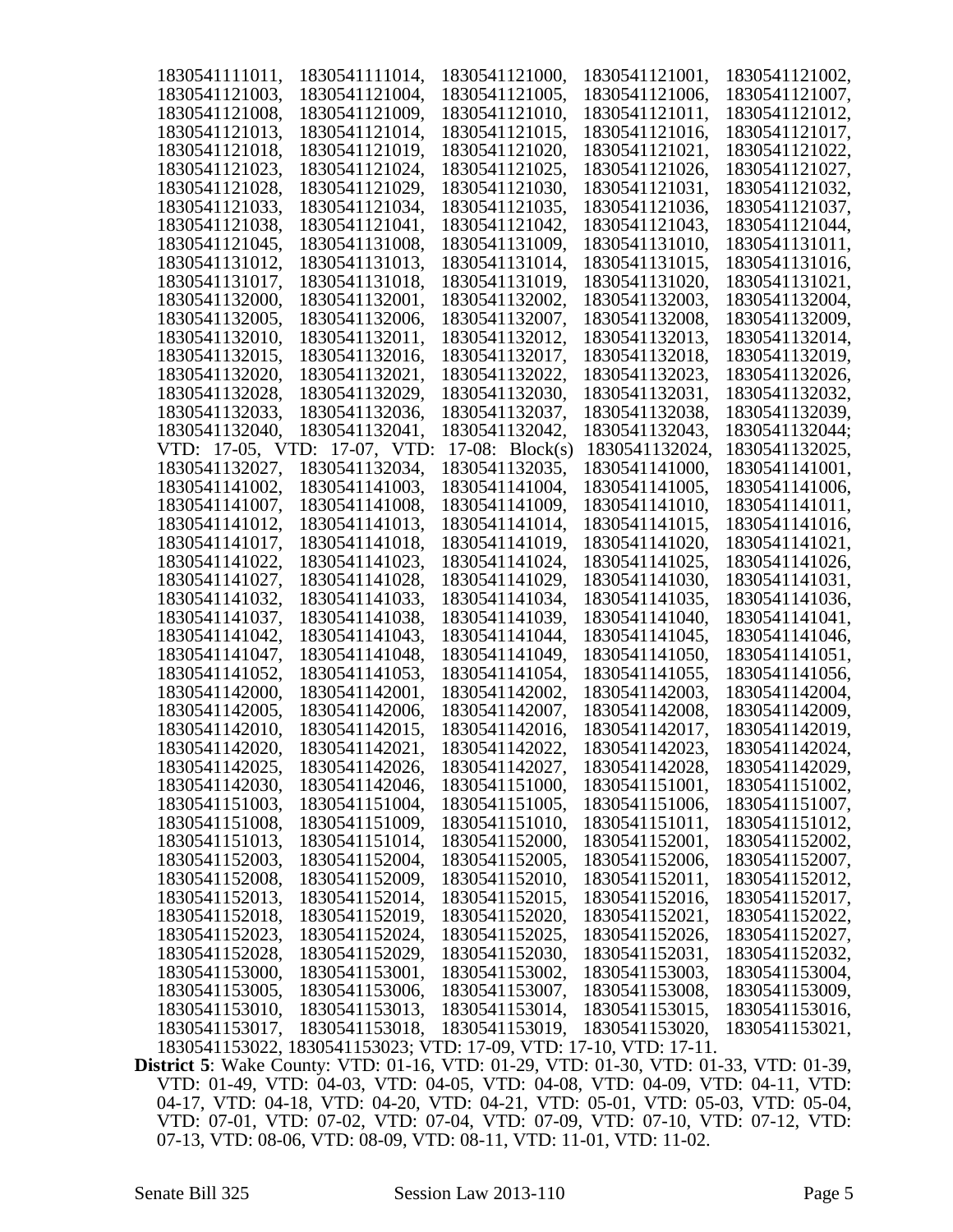1830541111011, 1830541111014, 1830541121000, 1830541121001, 1830541121002, 1830541121003, 1830541121004, 1830541121005, 1830541121006, 1830541121007, 1830541121008, 1830541121009, 1830541121010, 1830541121011, 1830541121012, 1830541121013, 1830541121014, 1830541121015, 1830541121016, 1830541121017, 1830541121018, 1830541121019, 1830541121020, 1830541121021, 1830541121022, 1830541121023, 1830541121024, 1830541121025, 1830541121026, 1830541121027, 1830541121028, 1830541121029, 1830541121030, 1830541121031, 1830541121032, 1830541121033, 1830541121034, 1830541121035, 1830541121036, 1830541121037, 1830541121038, 1830541121041, 1830541121042, 1830541121043, 1830541121044, 1830541121045, 1830541131008, 1830541131009, 1830541131010, 1830541131011, 1830541131012, 1830541131013, 1830541131014, 1830541131015, 1830541131016, 1830541131017, 1830541131018, 1830541131019, 1830541131020, 1830541131021, 1830541132000, 1830541132001, 1830541132002, 1830541132003, 1830541132004, 1830541132005, 1830541132006, 1830541132007, 1830541132008, 1830541132009, 1830541132010, 1830541132011, 1830541132012, 1830541132013, 1830541132014, 1830541132015, 1830541132016, 1830541132017, 1830541132018, 1830541132019, 1830541132020, 1830541132021, 1830541132022, 1830541132023, 1830541132026, 1830541132028, 1830541132029, 1830541132030, 1830541132031, 1830541132032, 1830541132033, 1830541132036, 1830541132037, 1830541132038, 1830541132039, 1830541132040, 1830541132041, 1830541132042, 1830541132043, 1830541132044; VTD: 17-05, VTD: 17-07, VTD: 17-08: Block(s) 1830541132024, 1830541132025, 1830541132027, 1830541132034, 1830541132035, 1830541141000, 1830541141001, 1830541141002, 1830541141003, 1830541141004, 1830541141005, 1830541141006, 1830541141007, 1830541141008, 1830541141009, 1830541141010, 1830541141011, 1830541141012, 1830541141013, 1830541141014, 1830541141015, 1830541141016, 1830541141017, 1830541141018, 1830541141019, 1830541141020, 1830541141021, 1830541141022, 1830541141023, 1830541141024, 1830541141025, 1830541141026, 1830541141027, 1830541141028, 1830541141029, 1830541141030, 1830541141031, 1830541141032, 1830541141033, 1830541141034, 1830541141035, 1830541141036, 1830541141037, 1830541141038, 1830541141039, 1830541141040, 1830541141041, 1830541141042, 1830541141043, 1830541141044, 1830541141045, 1830541141046, 1830541141047, 1830541141048, 1830541141049, 1830541141050, 1830541141051, 1830541141052, 1830541141053, 1830541141054, 1830541141055, 1830541141056, 1830541142000, 1830541142001, 1830541142002, 1830541142003, 1830541142004, 1830541142005, 1830541142006, 1830541142007, 1830541142008, 1830541142009, 1830541142010, 1830541142015, 1830541142016, 1830541142017, 1830541142019, 1830541142020, 1830541142021, 1830541142022, 1830541142023, 1830541142024, 1830541142025, 1830541142026, 1830541142027, 1830541142028, 1830541142029, 1830541142030, 1830541142046, 1830541151000, 1830541151001, 1830541151002, 1830541151003, 1830541151004, 1830541151005, 1830541151006, 1830541151007, 1830541151008, 1830541151009, 1830541151010, 1830541151011, 1830541151012, 1830541151013, 1830541151014, 1830541152000, 1830541152001, 1830541152002, 1830541152003, 1830541152004, 1830541152005, 1830541152006, 1830541152007, 1830541152008, 1830541152009, 1830541152010, 1830541152011, 1830541152012, 1830541152013, 1830541152014, 1830541152015, 1830541152016, 1830541152017, 1830541152018, 1830541152019, 1830541152020, 1830541152021, 1830541152022, 1830541152023, 1830541152024, 1830541152025, 1830541152026, 1830541152027, 1830541152028, 1830541152029, 1830541152030, 1830541152031, 1830541152032, 1830541153000, 1830541153001, 1830541153002, 1830541153003, 1830541153004, 1830541153005, 1830541153006, 1830541153007, 1830541153008, 1830541153009, 1830541153010, 1830541153013, 1830541153014, 1830541153015, 1830541153016, 1830541153017, 1830541153018, 1830541153019, 1830541153020, 1830541153021, 1830541153022, 1830541153023; VTD: 17-09, VTD: 17-10, VTD: 17-11.

**District 5**: Wake County: VTD: 01-16, VTD: 01-29, VTD: 01-30, VTD: 01-33, VTD: 01-39, VTD: 01-49, VTD: 04-03, VTD: 04-05, VTD: 04-08, VTD: 04-09, VTD: 04-11, VTD: 04-17, VTD: 04-18, VTD: 04-20, VTD: 04-21, VTD: 05-01, VTD: 05-03, VTD: 05-04, VTD: 07-01, VTD: 07-02, VTD: 07-04, VTD: 07-09, VTD: 07-10, VTD: 07-12, VTD: 07-13, VTD: 08-06, VTD: 08-09, VTD: 08-11, VTD: 11-01, VTD: 11-02.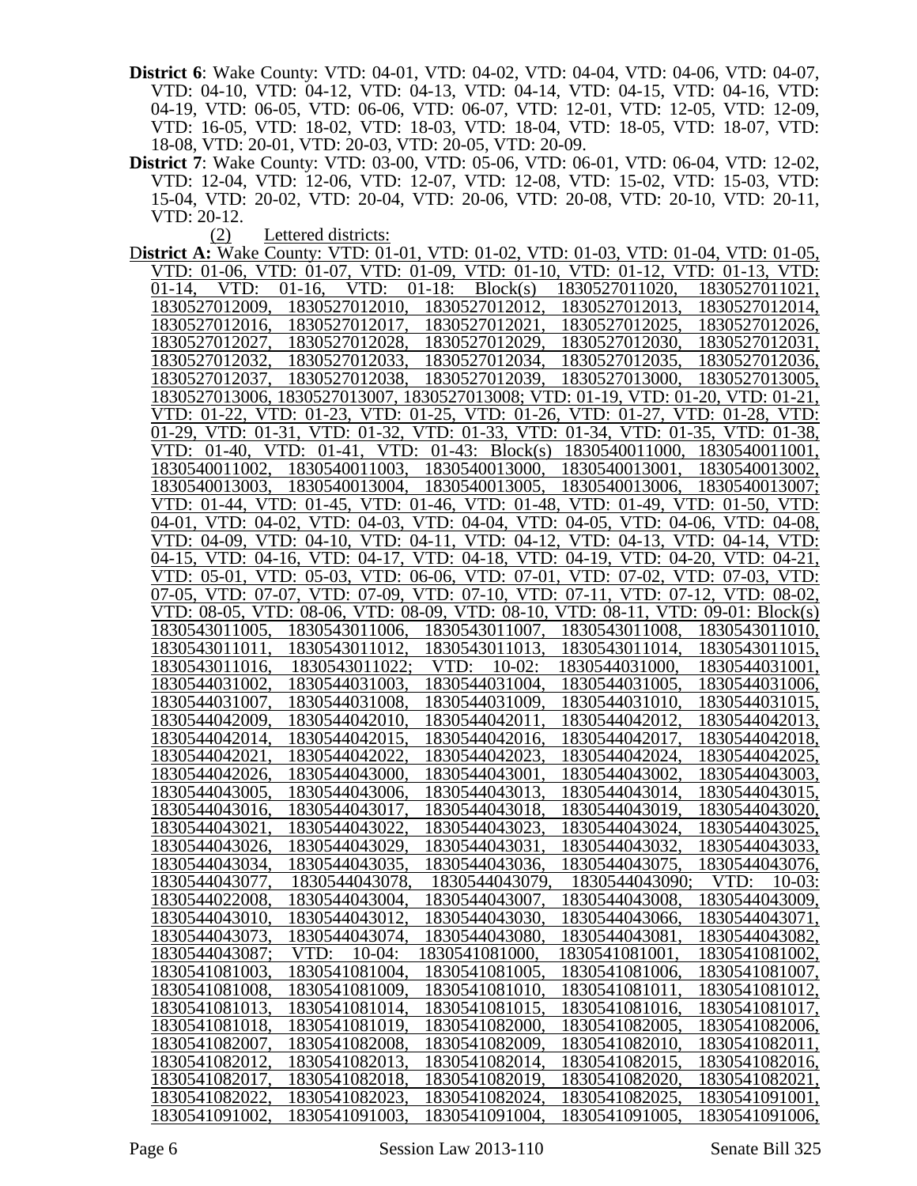**District 6**: Wake County: VTD: 04-01, VTD: 04-02, VTD: 04-04, VTD: 04-06, VTD: 04-07, VTD: 04-10, VTD: 04-12, VTD: 04-13, VTD: 04-14, VTD: 04-15, VTD: 04-16, VTD: 04-19, VTD: 06-05, VTD: 06-06, VTD: 06-07, VTD: 12-01, VTD: 12-05, VTD: 12-09, VTD: 16-05, VTD: 18-02, VTD: 18-03, VTD: 18-04, VTD: 18-05, VTD: 18-07, VTD: 18-08, VTD: 20-01, VTD: 20-03, VTD: 20-05, VTD: 20-09.

**District 7**: Wake County: VTD: 03-00, VTD: 05-06, VTD: 06-01, VTD: 06-04, VTD: 12-02, VTD: 12-04, VTD: 12-06, VTD: 12-07, VTD: 12-08, VTD: 15-02, VTD: 15-03, VTD: 15-04, VTD: 20-02, VTD: 20-04, VTD: 20-06, VTD: 20-08, VTD: 20-10, VTD: 20-11, VTD: 20-12.

(2) Lettered districts:

**District A:** Wake County: VTD: 01-01, VTD: 01-02, VTD: 01-03, VTD: 01-04, VTD: 01-05, VTD: 01-06, VTD: 01-07, VTD: 01-09, VTD: 01-10, VTD: 01-12, VTD: 01-13, VTD: 01-14, VTD: 01-16, VTD: 01-18: Block(s) 1830527011020, 1830527011021, 1830527012009, 1830527012010, 1830527012012, 1830527012013, 1830527012014, 1830527012016, 1830527012017, 1830527012021, 1830527012025, 1830527012026, 1830527012027, 1830527012028, 1830527012029, 1830527012030, 1830527012031, 1830527012032, 1830527012033, 1830527012034, 1830527012035, 1830527012036, 1830527012037, 1830527012038, 1830527012039, 1830527013000, 1830527013005, 1830527013006, 1830527013007, 1830527013008; VTD: 01-19, VTD: 01-20, VTD: 01-21, VTD: 01-22, VTD: 01-23, VTD: 01-25, VTD: 01-26, VTD: 01-27, VTD: 01-28, VTD: 01-29, VTD: 01-31, VTD: 01-32, VTD: 01-33, VTD: 01-34, VTD: 01-35, VTD: 01-38, VTD: 01-40, VTD: 01-41, VTD: 01-43: Block(s) 1830540011000, 1830540011001, 1830540011002, 1830540011003, 1830540013000, 1830540013001, 1830540013002, 1830540013003, 1830540013004, 1830540013005, 1830540013006, 1830540013007; VTD: 01-44, VTD: 01-45, VTD: 01-46, VTD: 01-48, VTD: 01-49, VTD: 01-50, VTD: 04-01, VTD: 04-02, VTD: 04-03, VTD: 04-04, VTD: 04-05, VTD: 04-06, VTD: 04-08, VTD: 04-09, VTD: 04-10, VTD: 04-11, VTD: 04-12, VTD: 04-13, VTD: 04-14, VTD: 04-15, VTD: 04-16, VTD: 04-17, VTD: 04-18, VTD: 04-19, VTD: 04-20, VTD: 04-21, VTD: 05-01, VTD: 05-03, VTD: 06-06, VTD: 07-01, VTD: 07-02, VTD: 07-03, VTD: 07-05, VTD: 07-07, VTD: 07-09, VTD: 07-10, VTD: 07-11, VTD: 07-12, VTD: 08-02, VTD: 08-05, VTD: 08-06, VTD: 08-09, VTD: 08-10, VTD: 08-11, VTD: 09-01: Block(s) 1830543011005, 1830543011006, 1830543011007, 1830543011008, 1830543011010, 1830543011011, 1830543011012, 1830543011013, 1830543011014, 1830543011015, 1830543011016, 1830543011022; VTD: 10-02: 1830544031000, 1830544031001, 1830544031002, 1830544031003, 1830544031004, 1830544031005, 1830544031006, 1830544031007, 1830544031008, 1830544031009, 1830544031010, 1830544031015, 1830544042009, 1830544042010, 1830544042011, 1830544042012, 1830544042013, 1830544042014, 1830544042015, 1830544042016, 1830544042017, 1830544042018, 1830544042021, 1830544042022, 1830544042023, 1830544042024, 1830544042025, 1830544042026, 1830544043000, 1830544043001, 1830544043002, 1830544043003, 1830544043005, 1830544043006, 1830544043013, 1830544043014, 1830544043015, 1830544043016, 1830544043017, 1830544043018, 1830544043019, 1830544043020, 1830544043021, 1830544043022, 1830544043023, 1830544043024, 1830544043025, 1830544043026, 1830544043029, 1830544043031, 1830544043032, 1830544043033, 1830544043034, 1830544043035, 1830544043036, 1830544043075, 1830544043076, 1830544043077, 1830544043078, 1830544043079, 1830544043090; VTD: 10-03: 1830544022008, 1830544043004, 1830544043007, 1830544043008, 1830544043009, 1830544043010, 1830544043012, 1830544043030, 1830544043066, 1830544043071, 1830544043073, 1830544043074, 1830544043080, 1830544043081, 1830544043082, 1830544043087; VTD: 10-04: 1830541081000, 1830541081001, 1830541081002, 1830541081003, 1830541081004, 1830541081005, 1830541081006, 1830541081007, 1830541081008, 1830541081009, 1830541081010, 1830541081011, 1830541081012, 1830541081013, 1830541081014, 1830541081015, 1830541081016, 1830541081017, 1830541081018, 1830541081019, 1830541082000, 1830541082005, 1830541082006, 1830541082007, 1830541082008, 1830541082009, 1830541082010, 1830541082011, 1830541082012, 1830541082013, 1830541082014, 1830541082015, 1830541082016, 1830541082017, 1830541082018, 1830541082019, 1830541082020, 1830541082021, 1830541082022, 1830541082023, 1830541082024, 1830541082025, 1830541091001, 1830541091002, 1830541091003, 1830541091004, 1830541091005, 1830541091006,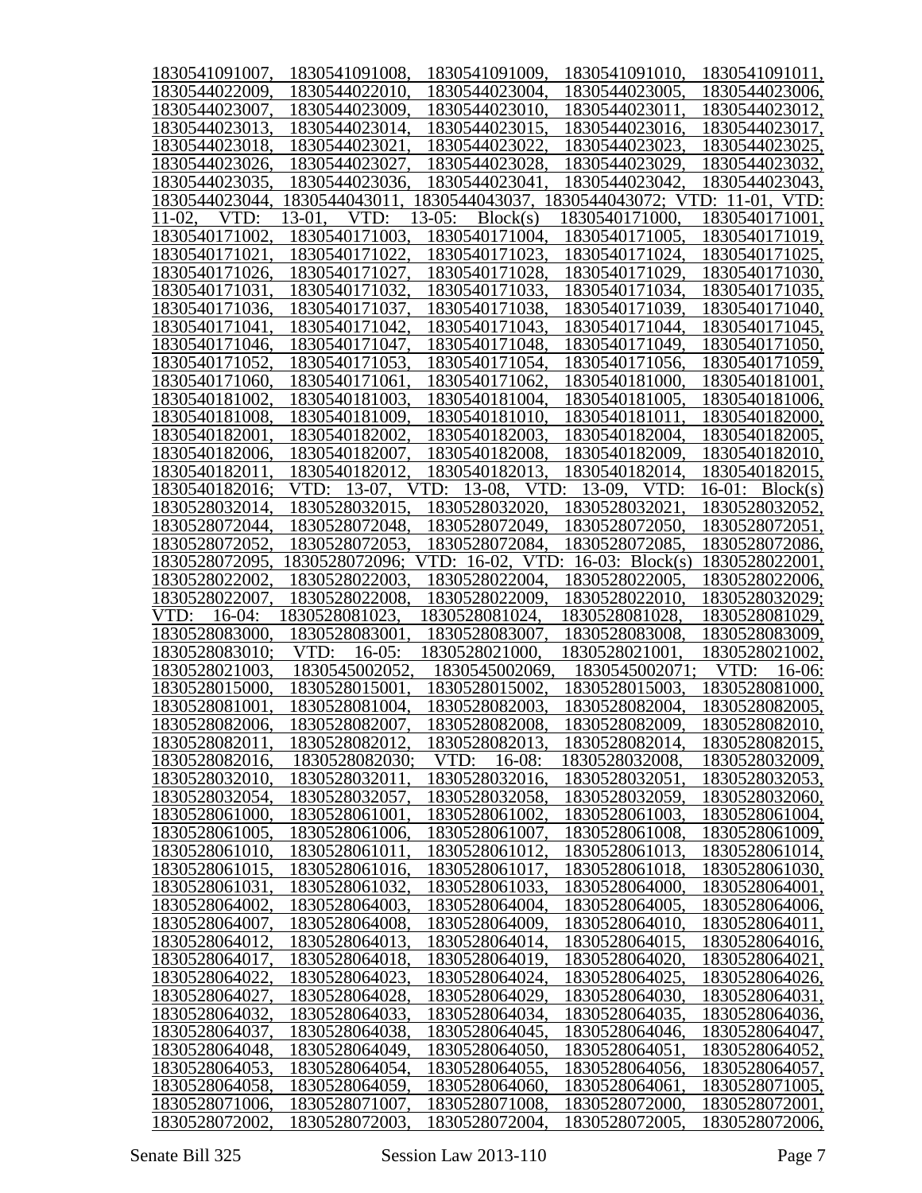1830541091007, 1830541091008, 1830541091009, 1830541091010, 1830541091011, 1830544022009, 1830544022010, 1830544023004, 1830544023005, 1830544023006, 1830544023007, 1830544023009, 1830544023010, 1830544023011, 1830544023012, 1830544023013, 1830544023014, 1830544023015, 1830544023016, 1830544023017, 1830544023018, 1830544023021, 1830544023022, 1830544023023, 1830544023025, 1830544023026, 1830544023027, 1830544023028, 1830544023029, 1830544023032, 1830544023035, 1830544023036, 1830544023041, 1830544023042, 1830544023043, 1830544023044, 1830544043011, 1830544043037, 1830544043072; VTD: 11-01, VTD: 11-02, VTD: 13-01, VTD: 13-05: Block(s) 1830540171000, 1830540171001, 1830540171002, 1830540171003, 1830540171004, 1830540171005, 1830540171019, 1830540171021, 1830540171022, 1830540171023, 1830540171024, 1830540171025, 1830540171026, 1830540171027, 1830540171028, 1830540171029, 1830540171030, 1830540171031, 1830540171032, 1830540171033, 1830540171034, 1830540171035, 1830540171036, 1830540171037, 1830540171038, 1830540171039, 1830540171040, 1830540171041, 1830540171042, 1830540171043, 1830540171044, 1830540171045, 1830540171046, 1830540171047, 1830540171048, 1830540171049, 1830540171050, 1830540171052, 1830540171053, 1830540171054, 1830540171056, 1830540171059, 1830540171060, 1830540171061, 1830540171062, 1830540181000, 1830540181001, 1830540181002, 1830540181003, 1830540181004, 1830540181005, 1830540181006, 1830540181008, 1830540181009, 1830540181010, 1830540181011, 1830540182000, 1830540182001, 1830540182002, 1830540182003, 1830540182004, 1830540182005, 1830540182006, 1830540182007, 1830540182008, 1830540182009, 1830540182010, 1830540182011, 1830540182012, 1830540182013, 1830540182014, 1830540182015, 1830540182016; VTD: 13-07, VTD: 13-08, VTD: 13-09, VTD: 16-01: Block(s) 1830528032014, 1830528032015, 1830528032020, 1830528032021, 1830528032052, 1830528072044, 1830528072048, 1830528072049, 1830528072050, 1830528072051, 1830528072052, 1830528072053, 1830528072084, 1830528072085, 1830528072086, 1830528072095, 1830528072096; VTD: 16-02, VTD: 16-03: Block(s) 1830528022001, 1830528022002, 1830528022003, 1830528022004, 1830528022005, 1830528022006, 1830528022007, 1830528022008, 1830528022009, 1830528022010, 1830528032029; VTD: 16-04: 1830528081023, 1830528081024, 1830528081028, 1830528081029, 1830528083000, 1830528083001, 1830528083007, 1830528083008, 1830528083009, 1830528083010; VTD: 16-05: 1830528021000, 1830528021001, 1830528021002, 1830528021003, 1830545002052, 1830545002069, 1830545002071; VTD: 16-06: 1830528015000, 1830528015001, 1830528015002, 1830528015003, 1830528081000, 1830528081001, 1830528081004, 1830528082003, 1830528082004, 1830528082005, 1830528082006, 1830528082007, 1830528082008, 1830528082009, 1830528082010, 1830528082011, 1830528082012, 1830528082013, 1830528082014, 1830528082015, 1830528082016, 1830528082030; VTD: 16-08: 1830528032008, 1830528032009, 1830528032010, 1830528032011, 1830528032016, 1830528032051, 1830528032053, 1830528032054, 1830528032057, 1830528032058, 1830528032059, 1830528032060, 1830528061000, 1830528061001, 1830528061002, 1830528061003, 1830528061004, 1830528061005, 1830528061006, 1830528061007, 1830528061008, 1830528061009, 1830528061010, 1830528061011, 1830528061012, 1830528061013, 1830528061014, 1830528061015, 1830528061016, 1830528061017, 1830528061018, 1830528061030, 1830528061031, 1830528061032, 1830528061033, 1830528064000, 1830528064001, 1830528064002, 1830528064003, 1830528064004, 1830528064005, 1830528064006, 1830528064007, 1830528064008, 1830528064009, 1830528064010, 1830528064011, 1830528064012, 1830528064013, 1830528064014, 1830528064015, 1830528064016, 1830528064017, 1830528064018, 1830528064019, 1830528064020, 1830528064021, 1830528064022, 1830528064023, 1830528064024, 1830528064025, 1830528064026, 1830528064027, 1830528064028, 1830528064029, 1830528064030, 1830528064031, 1830528064032, 1830528064033, 1830528064034, 1830528064035, 1830528064036, 1830528064037, 1830528064038, 1830528064045, 1830528064046, 1830528064047, 1830528064048, 1830528064049, 1830528064050, 1830528064051, 1830528064052, 1830528064053, 1830528064054, 1830528064055, 1830528064056, 1830528064057, 1830528064058, 1830528064059, 1830528064060, 1830528064061, 1830528071005, 1830528071006, 1830528071007, 1830528071008, 1830528072000, 1830528072001, 1830528072002, 1830528072003, 1830528072004, 1830528072005, 1830528072006,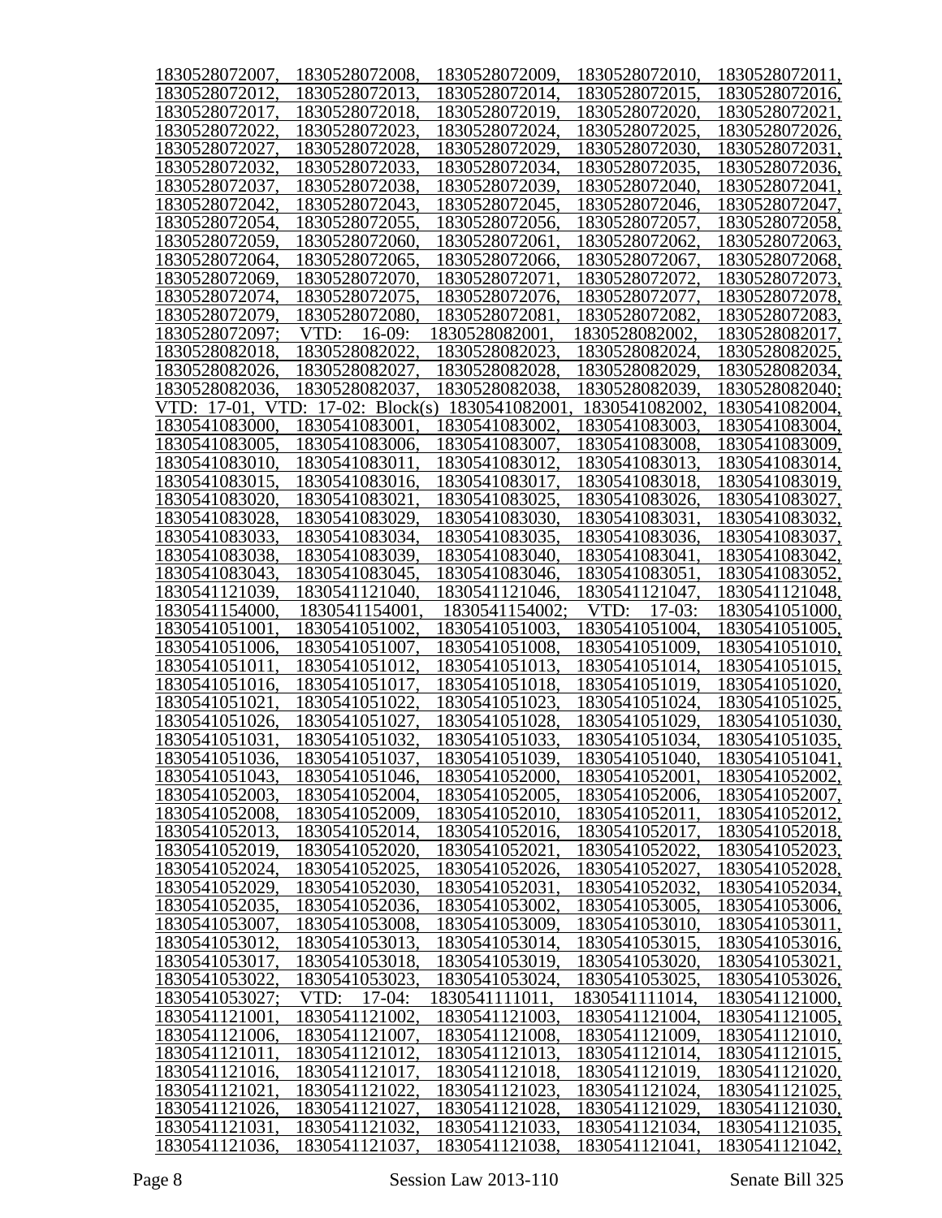1830528072007, 1830528072008, 1830528072009, 1830528072010, 1830528072011, 1830528072012, 1830528072013, 1830528072014, 1830528072015, 1830528072016, 1830528072017, 1830528072018, 1830528072019, 1830528072020, 1830528072021, 1830528072022, 1830528072023, 1830528072024, 1830528072025, 1830528072026, 1830528072027, 1830528072028, 1830528072029, 1830528072030, 1830528072031, 1830528072032, 1830528072033, 1830528072034, 1830528072035, 1830528072036, 1830528072037, 1830528072038, 1830528072039, 1830528072040, 1830528072041, 1830528072042, 1830528072043, 1830528072045, 1830528072046, 1830528072047, 1830528072054, 1830528072055, 1830528072056, 1830528072057, 1830528072058, 1830528072059, 1830528072060, 1830528072061, 1830528072062, 1830528072063, 1830528072064, 1830528072065, 1830528072066, 1830528072067, 1830528072068, 1830528072069, 1830528072070, 1830528072071, 1830528072072, 1830528072073, 1830528072074, 1830528072075, 1830528072076, 1830528072077, 1830528072078, 1830528072079, 1830528072080, 1830528072081, 1830528072082, 1830528072083, 1830528072097; VTD: 16-09: 1830528082001, 1830528082002, 1830528082017, 1830528082018, 1830528082022, 1830528082023, 1830528082024, 1830528082025, 1830528082026, 1830528082027, 1830528082028, 1830528082029, 1830528082034, 1830528082036, 1830528082037, 1830528082038, 1830528082039, 1830528082040; VTD: 17-01, VTD: 17-02: Block(s) 1830541082001, 1830541082002, 1830541082004, 1830541083000, 1830541083001, 1830541083002, 1830541083003, 1830541083004, 1830541083005, 1830541083006, 1830541083007, 1830541083008, 1830541083009, 1830541083010, 1830541083011, 1830541083012, 1830541083013, 1830541083014, 1830541083015, 1830541083016, 1830541083017, 1830541083018, 1830541083019, 1830541083020, 1830541083021, 1830541083025, 1830541083026, 1830541083027, 1830541083028, 1830541083029, 1830541083030, 1830541083031, 1830541083032, 1830541083033, 1830541083034, 1830541083035, 1830541083036, 1830541083037, 1830541083038, 1830541083039, 1830541083040, 1830541083041, 1830541083042, 1830541083043, 1830541083045, 1830541083046, 1830541083051, 1830541083052, 1830541121039, 1830541121040, 1830541121046, 1830541121047, 1830541121048, 1830541154000, 1830541154001, 1830541154002; VTD: 17-03: 1830541051000, 1830541051001, 1830541051002, 1830541051003, 1830541051004, 1830541051005, 1830541051006, 1830541051007, 1830541051008, 1830541051009, 1830541051010, 1830541051011, 1830541051012, 1830541051013, 1830541051014, 1830541051015, 1830541051016, 1830541051017, 1830541051018, 1830541051019, 1830541051020, 1830541051021, 1830541051022, 1830541051023, 1830541051024, 1830541051025, 1830541051026, 1830541051027, 1830541051028, 1830541051029, 1830541051030, 1830541051031, 1830541051032, 1830541051033, 1830541051034, 1830541051035, 1830541051036, 1830541051037, 1830541051039, 1830541051040, 1830541051041, 1830541051043, 1830541051046, 1830541052000, 1830541052001, 1830541052002, 1830541052003, 1830541052004, 1830541052005, 1830541052006, 1830541052007, 1830541052008, 1830541052009, 1830541052010, 1830541052011, 1830541052012, 1830541052013, 1830541052014, 1830541052016, 1830541052017, 1830541052018, 1830541052019, 1830541052020, 1830541052021, 1830541052022, 1830541052023, 1830541052024, 1830541052025, 1830541052026, 1830541052027, 1830541052028, 1830541052029, 1830541052030, 1830541052031, 1830541052032, 1830541052034, 1830541052035, 1830541052036, 1830541053002, 1830541053005, 1830541053006, 1830541053007, 1830541053008, 1830541053009, 1830541053010, 1830541053011, 1830541053012, 1830541053013, 1830541053014, 1830541053015, 1830541053016, 1830541053017, 1830541053018, 1830541053019, 1830541053020, 1830541053021, 1830541053022, 1830541053023, 1830541053024, 1830541053025, 1830541053026, 1830541053027; VTD: 17-04: 1830541111011, 1830541111014, 1830541121000, 1830541121001, 1830541121002, 1830541121003, 1830541121004, 1830541121005, 1830541121006, 1830541121007, 1830541121008, 1830541121009, 1830541121010, 1830541121011, 1830541121012, 1830541121013, 1830541121014, 1830541121015, 1830541121016, 1830541121017, 1830541121018, 1830541121019, 1830541121020, 1830541121021, 1830541121022, 1830541121023, 1830541121024, 1830541121025, 1830541121026, 1830541121027, 1830541121028, 1830541121029, 1830541121030, 1830541121031, 1830541121032, 1830541121033, 1830541121034, 1830541121035, 1830541121036, 1830541121037, 1830541121038, 1830541121041, 1830541121042,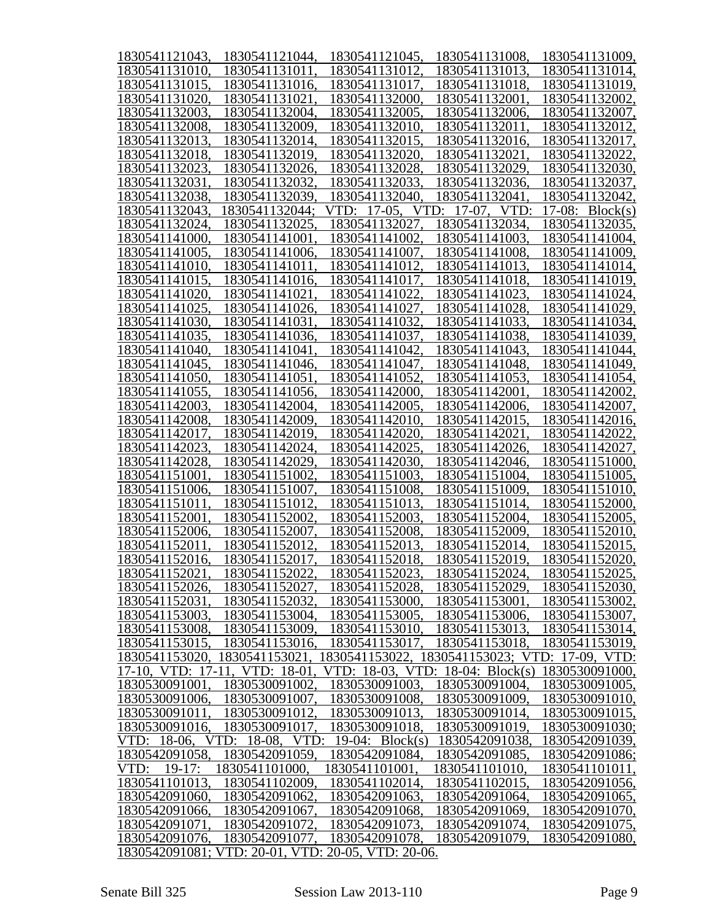1830541121043, 1830541121044, 1830541121045, 1830541131008, 1830541131009, 1830541131010, 1830541131011, 1830541131012, 1830541131013, 1830541131014, 1830541131015, 1830541131016, 1830541131017, 1830541131018, 1830541131019, 1830541131020, 1830541131021, 1830541132000, 1830541132001, 1830541132002, 1830541132003, 1830541132004, 1830541132005, 1830541132006, 1830541132007, 1830541132008, 1830541132009, 1830541132010, 1830541132011, 1830541132012, 1830541132013, 1830541132014, 1830541132015, 1830541132016, 1830541132017, 1830541132018, 1830541132019, 1830541132020, 1830541132021, 1830541132022, 1830541132023, 1830541132026, 1830541132028, 1830541132029, 1830541132030, 1830541132031, 1830541132032, 1830541132033, 1830541132036, 1830541132037, 1830541132038, 1830541132039, 1830541132040, 1830541132041, 1830541132042, 1830541132043, 1830541132044; VTD: 17-05, VTD: 17-07, VTD: 17-08: Block(s) 1830541132024, 1830541132025, 1830541132027, 1830541132034, 1830541132035, 1830541141000, 1830541141001, 1830541141002, 1830541141003, 1830541141004, 1830541141005, 1830541141006, 1830541141007, 1830541141008, 1830541141009, 1830541141010, 1830541141011, 1830541141012, 1830541141013, 1830541141014, 1830541141015, 1830541141016, 1830541141017, 1830541141018, 1830541141019, 1830541141020, 1830541141021, 1830541141022, 1830541141023, 1830541141024, 1830541141025, 1830541141026, 1830541141027, 1830541141028, 1830541141029, 1830541141030, 1830541141031, 1830541141032, 1830541141033, 1830541141034, 1830541141035, 1830541141036, 1830541141037, 1830541141038, 1830541141039, 1830541141040, 1830541141041, 1830541141042, 1830541141043, 1830541141044, 1830541141045, 1830541141046, 1830541141047, 1830541141048, 1830541141049, 1830541141050, 1830541141051, 1830541141052, 1830541141053, 1830541141054, 1830541141055, 1830541141056, 1830541142000, 1830541142001, 1830541142002, 1830541142003, 1830541142004, 1830541142005, 1830541142006, 1830541142007, 1830541142008, 1830541142009, 1830541142010, 1830541142015, 1830541142016, 1830541142017, 1830541142019, 1830541142020, 1830541142021, 1830541142022, 1830541142023, 1830541142024, 1830541142025, 1830541142026, 1830541142027, 1830541142028, 1830541142029, 1830541142030, 1830541142046, 1830541151000, 1830541151001, 1830541151002, 1830541151003, 1830541151004, 1830541151005, 1830541151006, 1830541151007, 1830541151008, 1830541151009, 1830541151010, 1830541151011, 1830541151012, 1830541151013, 1830541151014, 1830541152000, 1830541152001, 1830541152002, 1830541152003, 1830541152004, 1830541152005, 1830541152006, 1830541152007, 1830541152008, 1830541152009, 1830541152010, 1830541152011, 1830541152012, 1830541152013, 1830541152014, 1830541152015, 1830541152016, 1830541152017, 1830541152018, 1830541152019, 1830541152020, 1830541152021, 1830541152022, 1830541152023, 1830541152024, 1830541152025, 1830541152026, 1830541152027, 1830541152028, 1830541152029, 1830541152030, 1830541152031, 1830541152032, 1830541153000, 1830541153001, 1830541153002, 1830541153003, 1830541153004, 1830541153005, 1830541153006, 1830541153007, 1830541153008, 1830541153009, 1830541153010, 1830541153013, 1830541153014, 1830541153015, 1830541153016, 1830541153017, 1830541153018, 1830541153019, 1830541153020, 1830541153021, 1830541153022, 1830541153023; VTD: 17-09, VTD: 17-10, VTD: 17-11, VTD: 18-01, VTD: 18-03, VTD: 18-04: Block(s) 1830530091000, 1830530091001, 1830530091002, 1830530091003, 1830530091004, 1830530091005, 1830530091006, 1830530091007, 1830530091008, 1830530091009, 1830530091010, 1830530091011, 1830530091012, 1830530091013, 1830530091014, 1830530091015, 1830530091016, 1830530091017, 1830530091018, 1830530091019, 1830530091030; VTD: 18-06, VTD: 18-08, VTD: 19-04: Block(s) 1830542091038, 1830542091039, 1830542091058, 1830542091059, 1830542091084, 1830542091085, 1830542091086; VTD: 19-17: 1830541101000, 1830541101001, 1830541101010, 1830541101011, 1830541101013, 1830541102009, 1830541102014, 1830541102015, 1830542091056, 1830542091060, 1830542091062, 1830542091063, 1830542091064, 1830542091065, 1830542091066, 1830542091067, 1830542091068, 1830542091069, 1830542091070, 1830542091071, 1830542091072, 1830542091073, 1830542091074, 1830542091075, 1830542091076, 1830542091077, 1830542091078, 1830542091079, 1830542091080, 1830542091081; VTD: 20-01, VTD: 20-05, VTD: 20-06.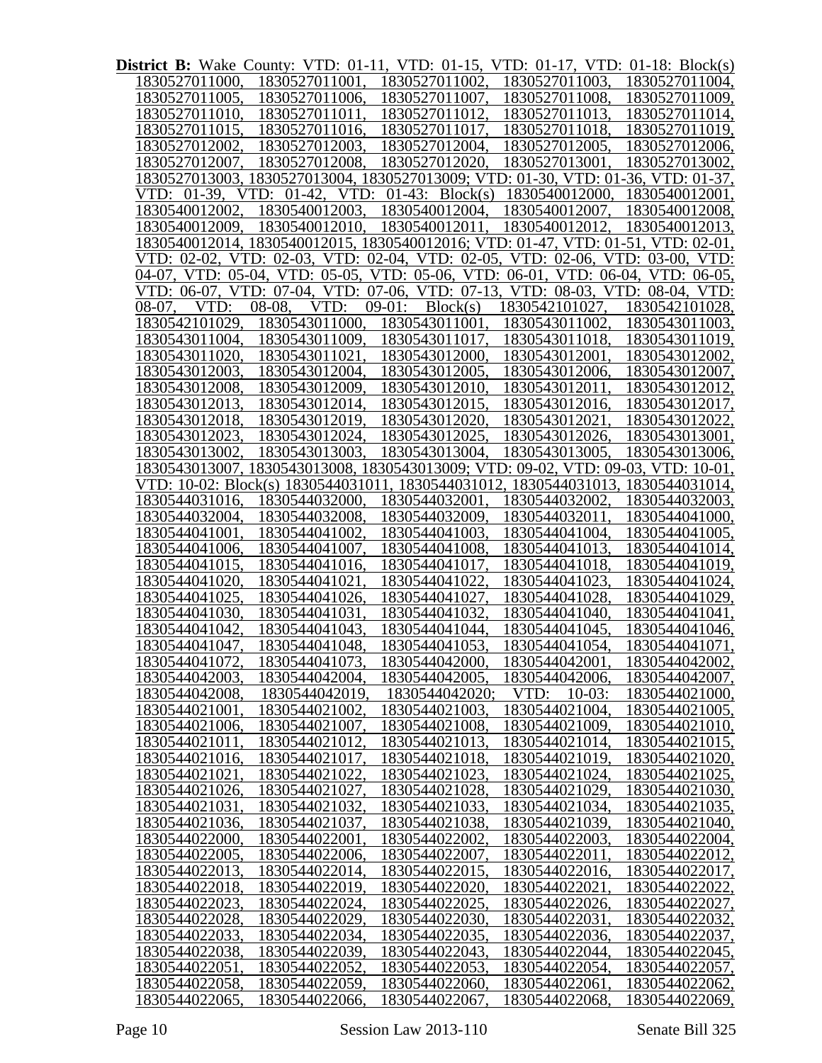**District B:** Wake County: VTD: 01-11, VTD: 01-15, VTD: 01-17, VTD: 01-18: Block(s) 1830527011000, 1830527011001, 1830527011002, 1830527011003, 1830527011004, 1830527011005, 1830527011006, 1830527011007, 1830527011008, 1830527011009, 1830527011010, 1830527011011, 1830527011012, 1830527011013, 1830527011014, 1830527011015, 1830527011016, 1830527011017, 1830527011018, 1830527011019, 1830527012002, 1830527012003, 1830527012004, 1830527012005, 1830527012006, 1830527012007, 1830527012008, 1830527012020, 1830527013001, 1830527013002, 1830527013003, 1830527013004, 1830527013009; VTD: 01-30, VTD: 01-36, VTD: 01-37, VTD: 01-39, VTD: 01-42, VTD: 01-43: Block(s) 1830540012000, 1830540012001, 1830540012002, 1830540012003, 1830540012004, 1830540012007, 1830540012008, 1830540012009, 1830540012010, 1830540012011, 1830540012012, 1830540012013, 1830540012014, 1830540012015, 1830540012016; VTD: 01-47, VTD: 01-51, VTD: 02-01, VTD: 02-02, VTD: 02-03, VTD: 02-04, VTD: 02-05, VTD: 02-06, VTD: 03-00, VTD: 04-07, VTD: 05-04, VTD: 05-05, VTD: 05-06, VTD: 06-01, VTD: 06-04, VTD: 06-05, VTD: 06-07, VTD: 07-04, VTD: 07-06, VTD: 07-13, VTD: 08-03, VTD: 08-04, VTD: 08-07, VTD: 08-08, VTD: 09-01: Block(s) 1830542101027, 1830542101028, 1830542101029, 1830543011000, 1830543011001, 1830543011002, 1830543011003, 1830543011004, 1830543011009, 1830543011017, 1830543011018, 1830543011019, 1830543011020, 1830543011021, 1830543012000, 1830543012001, 1830543012002, 1830543012003, 1830543012004, 1830543012005, 1830543012006, 1830543012007, 1830543012008, 1830543012009, 1830543012010, 1830543012011, 1830543012012, 1830543012013, 1830543012014, 1830543012015, 1830543012016, 1830543012017, 1830543012018, 1830543012019, 1830543012020, 1830543012021, 1830543012022, 1830543012023, 1830543012024, 1830543012025, 1830543012026, 1830543013001, 1830543013002, 1830543013003, 1830543013004, 1830543013005, 1830543013006, 1830543013007, 1830543013008, 1830543013009; VTD: 09-02, VTD: 09-03, VTD: 10-01, VTD: 10-02: Block(s) 1830544031011, 1830544031012, 1830544031013, 1830544031014, 1830544031016, 1830544032000, 1830544032001, 1830544032002, 1830544032003, 1830544032004, 1830544032008, 1830544032009, 1830544032011, 1830544041000, 1830544041001, 1830544041002, 1830544041003, 1830544041004, 1830544041005, 1830544041006, 1830544041007, 1830544041008, 1830544041013, 1830544041014, 1830544041015, 1830544041016, 1830544041017, 1830544041018, 1830544041019, 1830544041020, 1830544041021, 1830544041022, 1830544041023, 1830544041024, 1830544041025, 1830544041026, 1830544041027, 1830544041028, 1830544041029, 1830544041030, 1830544041031, 1830544041032, 1830544041040, 1830544041041, 1830544041042, 1830544041043, 1830544041044, 1830544041045, 1830544041046, 1830544041047, 1830544041048, 1830544041053, 1830544041054, 1830544041071, 1830544041072, 1830544041073, 1830544042000, 1830544042001, 1830544042002, 1830544042003, 1830544042004, 1830544042005, 1830544042006, 1830544042007, 1830544042008, 1830544042019, 1830544042020; VTD: 10-03: 1830544021000, 1830544021001, 1830544021002, 1830544021003, 1830544021004, 1830544021005, 1830544021006, 1830544021007, 1830544021008, 1830544021009, 1830544021010, 1830544021011, 1830544021012, 1830544021013, 1830544021014, 1830544021015, 1830544021016, 1830544021017, 1830544021018, 1830544021019, 1830544021020, 1830544021021, 1830544021022, 1830544021023, 1830544021024, 1830544021025, 1830544021026, 1830544021027, 1830544021028, 1830544021029, 1830544021030, 1830544021031, 1830544021032, 1830544021033, 1830544021034, 1830544021035, 1830544021036, 1830544021037, 1830544021038, 1830544021039, 1830544021040, 1830544022000, 1830544022001, 1830544022002, 1830544022003, 1830544022004, 1830544022005, 1830544022006, 1830544022007, 1830544022011, 1830544022012, 1830544022013, 1830544022014, 1830544022015, 1830544022016, 1830544022017, 1830544022018, 1830544022019, 1830544022020, 1830544022021, 1830544022022, 1830544022023, 1830544022024, 1830544022025, 1830544022026, 1830544022027, 1830544022028, 1830544022029, 1830544022030, 1830544022031, 1830544022032, 1830544022033, 1830544022034, 1830544022035, 1830544022036, 1830544022037, 1830544022038, 1830544022039, 1830544022043, 1830544022044, 1830544022045, 1830544022051, 1830544022052, 1830544022053, 1830544022054, 1830544022057, 1830544022058, 1830544022059, 1830544022060, 1830544022061, 1830544022062, 1830544022065, 1830544022066, 1830544022067, 1830544022068, 1830544022069,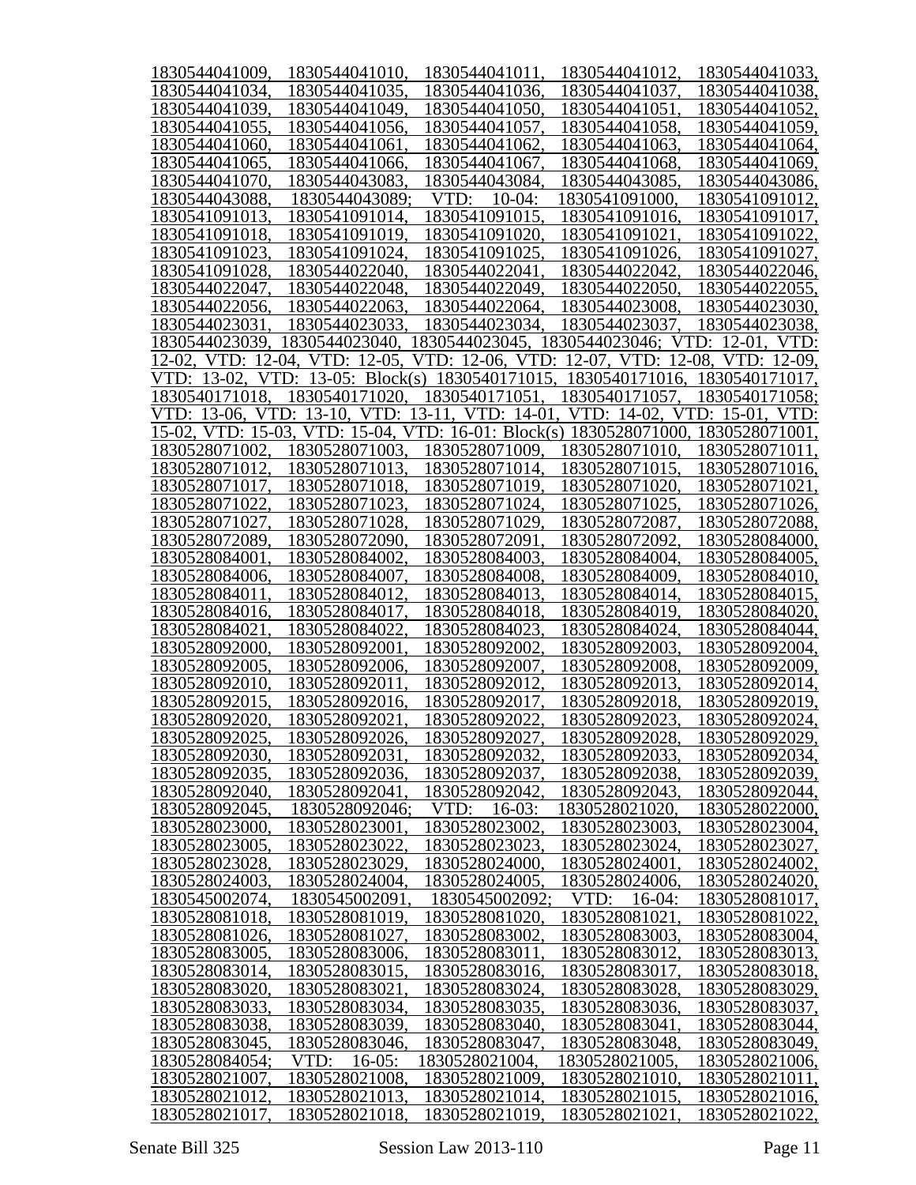1830544041009, 1830544041010, 1830544041011, 1830544041012, 1830544041033, 1830544041034, 1830544041035, 1830544041036, 1830544041037, 1830544041038, 1830544041039, 1830544041049, 1830544041050, 1830544041051, 1830544041052, 1830544041055, 1830544041056, 1830544041057, 1830544041058, 1830544041059, 1830544041060, 1830544041061, 1830544041062, 1830544041063, 1830544041064, 1830544041065, 1830544041066, 1830544041067, 1830544041068, 1830544041069, 1830544041070, 1830544043083, 1830544043084, 1830544043085, 1830544043086, 1830544043088, 1830544043089; VTD: 10-04: 1830541091000, 1830541091012, 1830541091013, 1830541091014, 1830541091015, 1830541091016, 1830541091017, 1830541091018, 1830541091019, 1830541091020, 1830541091021, 1830541091022, 1830541091023, 1830541091024, 1830541091025, 1830541091026, 1830541091027, 1830541091028, 1830544022040, 1830544022041, 1830544022042, 1830544022046, 1830544022047, 1830544022048, 1830544022049, 1830544022050, 1830544022055, 1830544022056, 1830544022063, 1830544022064, 1830544023008, 1830544023030, 1830544023031, 1830544023033, 1830544023034, 1830544023037, 1830544023038, 1830544023039, 1830544023040, 1830544023045, 1830544023046; VTD: 12-01, VTD: 12-02, VTD: 12-04, VTD: 12-05, VTD: 12-06, VTD: 12-07, VTD: 12-08, VTD: 12-09, VTD: 13-02, VTD: 13-05: Block(s) 1830540171015, 1830540171016, 1830540171017, 1830540171018, 1830540171020, 1830540171051, 1830540171057, 1830540171058; VTD: 13-06, VTD: 13-10, VTD: 13-11, VTD: 14-01, VTD: 14-02, VTD: 15-01, VTD: 15-02, VTD: 15-03, VTD: 15-04, VTD: 16-01: Block(s) 1830528071000, 1830528071001, 1830528071002, 1830528071003, 1830528071009, 1830528071010, 1830528071011, 1830528071012, 1830528071013, 1830528071014, 1830528071015, 1830528071016, 1830528071017, 1830528071018, 1830528071019, 1830528071020, 1830528071021, 1830528071022, 1830528071023, 1830528071024, 1830528071025, 1830528071026, 1830528071027, 1830528071028, 1830528071029, 1830528072087, 1830528072088, 1830528072089, 1830528072090, 1830528072091, 1830528072092, 1830528084000, 1830528084001, 1830528084002, 1830528084003, 1830528084004, 1830528084005, 1830528084006, 1830528084007, 1830528084008, 1830528084009, 1830528084010, 1830528084011, 1830528084012, 1830528084013, 1830528084014, 1830528084015, 1830528084016, 1830528084017, 1830528084018, 1830528084019, 1830528084020, 1830528084021, 1830528084022, 1830528084023, 1830528084024, 1830528084044, 1830528092000, 1830528092001, 1830528092002, 1830528092003, 1830528092004, 1830528092005, 1830528092006, 1830528092007, 1830528092008, 1830528092009, 1830528092010, 1830528092011, 1830528092012, 1830528092013, 1830528092014, 1830528092015, 1830528092016, 1830528092017, 1830528092018, 1830528092019, 1830528092020, 1830528092021, 1830528092022, 1830528092023, 1830528092024, 1830528092025, 1830528092026, 1830528092027, 1830528092028, 1830528092029, 1830528092030, 1830528092031, 1830528092032, 1830528092033, 1830528092034, 1830528092035, 1830528092036, 1830528092037, 1830528092038, 1830528092039, 1830528092040, 1830528092041, 1830528092042, 1830528092043, 1830528092044, 1830528092045, 1830528092046; VTD: 16-03: 1830528021020, 1830528022000, 1830528023000, 1830528023001, 1830528023002, 1830528023003, 1830528023004, 1830528023005, 1830528023022, 1830528023023, 1830528023024, 1830528023027, 1830528023028, 1830528023029, 1830528024000, 1830528024001, 1830528024002, 1830528024003, 1830528024004, 1830528024005, 1830528024006, 1830528024020, 1830545002074, 1830545002091, 1830545002092; VTD: 16-04: 1830528081017, 1830528081018, 1830528081019, 1830528081020, 1830528081021, 1830528081022, 1830528081026, 1830528081027, 1830528083002, 1830528083003, 1830528083004, 1830528083005, 1830528083006, 1830528083011, 1830528083012, 1830528083013, 1830528083014, 1830528083015, 1830528083016, 1830528083017, 1830528083018, 1830528083020, 1830528083021, 1830528083024, 1830528083028, 1830528083029, 1830528083033, 1830528083034, 1830528083035, 1830528083036, 1830528083037, 1830528083038, 1830528083039, 1830528083040, 1830528083041, 1830528083044, 1830528083045, 1830528083046, 1830528083047, 1830528083048, 1830528083049, 1830528084054; VTD: 16-05: 1830528021004, 1830528021005, 1830528021006, 1830528021007, 1830528021008, 1830528021009, 1830528021010, 1830528021011, 1830528021012, 1830528021013, 1830528021014, 1830528021015, 1830528021016, 1830528021017, 1830528021018, 1830528021019, 1830528021021, 1830528021022,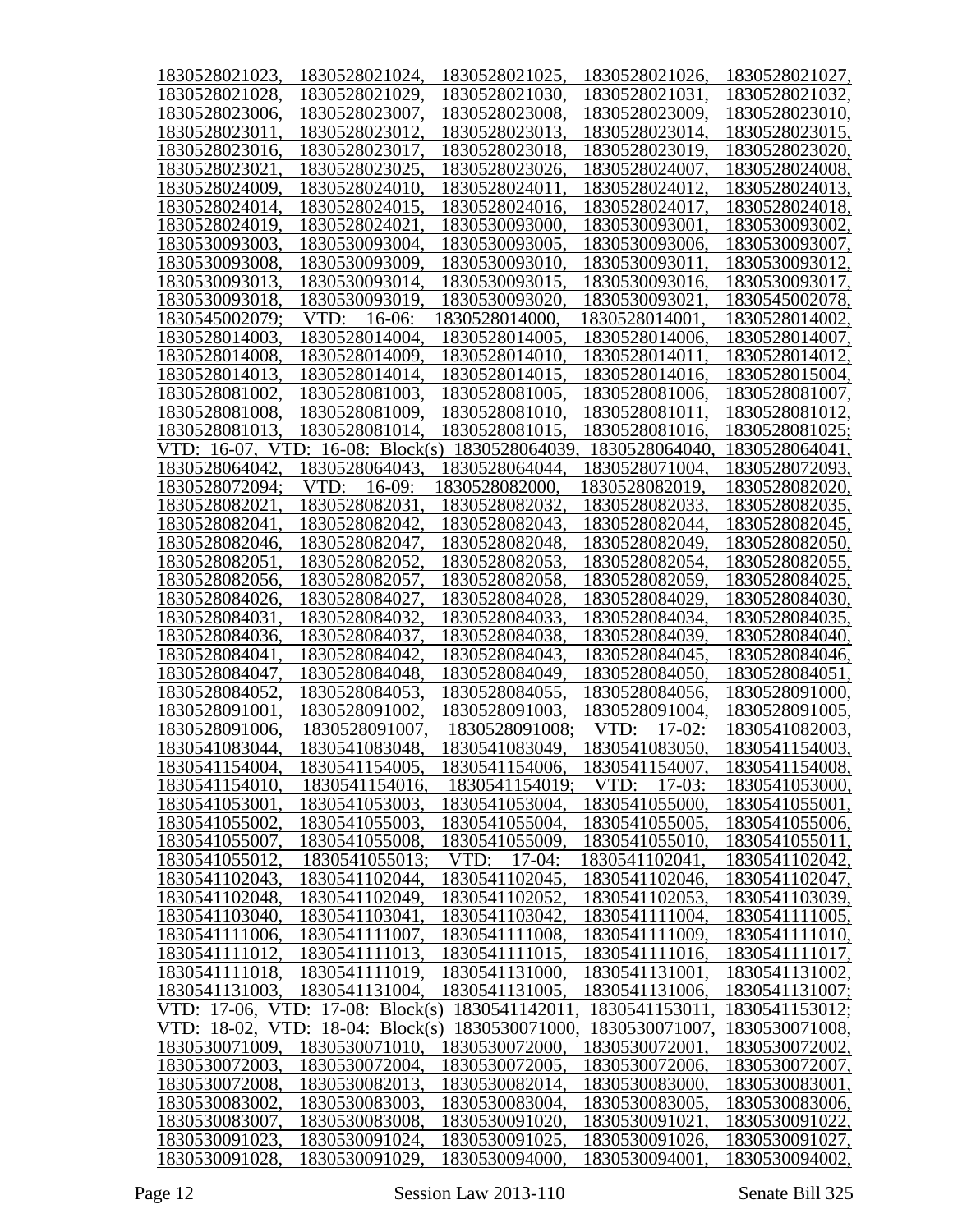1830528021023, 1830528021024, 1830528021025, 1830528021026, 1830528021027, 1830528021028, 1830528021029, 1830528021030, 1830528021031, 1830528021032, 1830528023006, 1830528023007, 1830528023008, 1830528023009, 1830528023010, 1830528023011, 1830528023012, 1830528023013, 1830528023014, 1830528023015, 1830528023016, 1830528023017, 1830528023018, 1830528023019, 1830528023020, 1830528023021, 1830528023025, 1830528023026, 1830528024007, 1830528024008, 1830528024009, 1830528024010, 1830528024011, 1830528024012, 1830528024013, 1830528024014, 1830528024015, 1830528024016, 1830528024017, 1830528024018, 1830528024019, 1830528024021, 1830530093000, 1830530093001, 1830530093002, 1830530093003, 1830530093004, 1830530093005, 1830530093006, 1830530093007, 1830530093008, 1830530093009, 1830530093010, 1830530093011, 1830530093012, 1830530093013, 1830530093014, 1830530093015, 1830530093016, 1830530093017, 1830530093018, 1830530093019, 1830530093020, 1830530093021, 1830545002078, 1830545002079; VTD: 16-06: 1830528014000, 1830528014001, 1830528014002, 1830528014003, 1830528014004, 1830528014005, 1830528014006, 1830528014007, 1830528014008, 1830528014009, 1830528014010, 1830528014011, 1830528014012, 1830528014013, 1830528014014, 1830528014015, 1830528014016, 1830528015004, 1830528081002, 1830528081003, 1830528081005, 1830528081006, 1830528081007, 1830528081008, 1830528081009, 1830528081010, 1830528081011, 1830528081012, 1830528081013, 1830528081014, 1830528081015, 1830528081016, 1830528081025; VTD: 16-07, VTD: 16-08: Block(s) 1830528064039, 1830528064040, 1830528064041, 1830528064042, 1830528064043, 1830528064044, 1830528071004, 1830528072093, 1830528072094; VTD: 16-09: 1830528082000, 1830528082019, 1830528082020, 1830528082021, 1830528082031, 1830528082032, 1830528082033, 1830528082035, 1830528082041, 1830528082042, 1830528082043, 1830528082044, 1830528082045, 1830528082046, 1830528082047, 1830528082048, 1830528082049, 1830528082050, 1830528082051, 1830528082052, 1830528082053, 1830528082054, 1830528082055, 1830528082056, 1830528082057, 1830528082058, 1830528082059, 1830528084025, 1830528084026, 1830528084027, 1830528084028, 1830528084029, 1830528084030, 1830528084031, 1830528084032, 1830528084033, 1830528084034, 1830528084035, 1830528084036, 1830528084037, 1830528084038, 1830528084039, 1830528084040, 1830528084041, 1830528084042, 1830528084043, 1830528084045, 1830528084046, 1830528084047, 1830528084048, 1830528084049, 1830528084050, 1830528084051, 1830528084052, 1830528084053, 1830528084055, 1830528084056, 1830528091000, 1830528091001, 1830528091002, 1830528091003, 1830528091004, 1830528091005, 1830528091006, 1830528091007, 1830528091008; VTD: 17-02: 1830541082003, 1830541083044, 1830541083048, 1830541083049, 1830541083050, 1830541154003, 1830541154004, 1830541154005, 1830541154006, 1830541154007, 1830541154008, 1830541154010, 1830541154016, 1830541154019; VTD: 17-03: 1830541053000, 1830541053001, 1830541053003, 1830541053004, 1830541055000, 1830541055001, 1830541055002, 1830541055003, 1830541055004, 1830541055005, 1830541055006, 1830541055007, 1830541055008, 1830541055009, 1830541055010, 1830541055011, 1830541055012, 1830541055013; VTD: 17-04: 1830541102041, 1830541102042, 1830541102043, 1830541102044, 1830541102045, 1830541102046, 1830541102047, 1830541102048, 1830541102049, 1830541102052, 1830541102053, 1830541103039, 1830541103040, 1830541103041, 1830541103042, 1830541111004, 1830541111005, 1830541111006, 1830541111007, 1830541111008, 1830541111009, 1830541111010, 1830541111012, 1830541111013, 1830541111015, 1830541111016, 1830541111017, 1830541111018, 1830541111019, 1830541131000, 1830541131001, 1830541131002, 1830541131003, 1830541131004, 1830541131005, 1830541131006, 1830541131007; VTD: 17-06, VTD: 17-08: Block(s) 1830541142011, 1830541153011, 1830541153012; VTD: 18-02, VTD: 18-04: Block(s) 1830530071000, 1830530071007, 1830530071008, 1830530071009, 1830530071010, 1830530072000, 1830530072001, 1830530072002, 1830530072003, 1830530072004, 1830530072005, 1830530072006, 1830530072007, 1830530072008, 1830530082013, 1830530082014, 1830530083000, 1830530083001, 1830530083002, 1830530083003, 1830530083004, 1830530083005, 1830530083006, 1830530083007, 1830530083008, 1830530091020, 1830530091021, 1830530091022, 1830530091023, 1830530091024, 1830530091025, 1830530091026, 1830530091027, 1830530091028, 1830530091029, 1830530094000, 1830530094001, 1830530094002,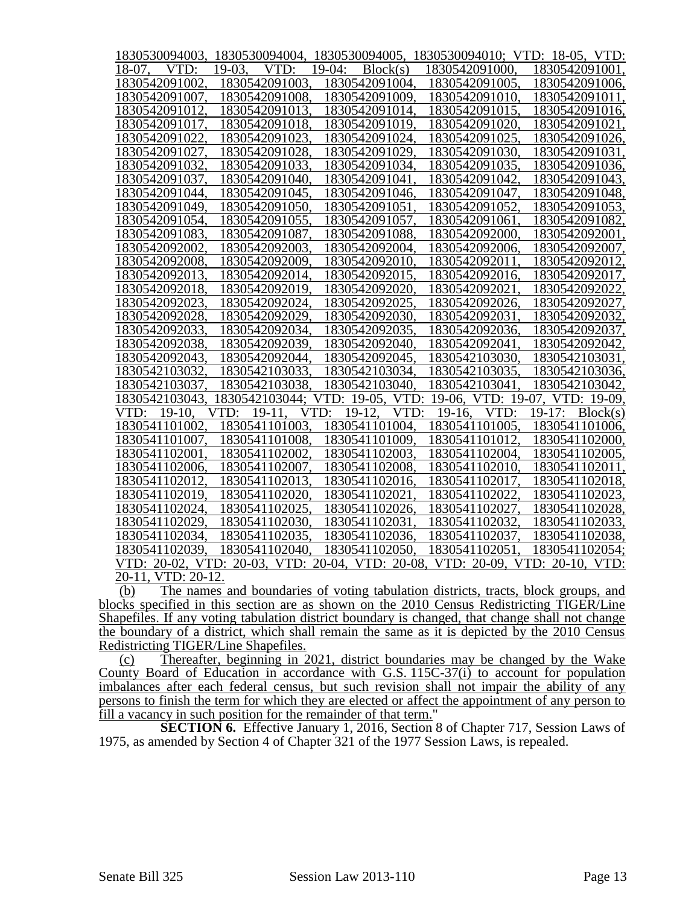1830530094003, 1830530094004, 1830530094005, 1830530094010; VTD: 18-05, VTD: 18-07, VTD: 19-03, VTD: 19-04: Block(s) 1830542091000, 1830542091001, 1830542091002, 1830542091003, 1830542091004, 1830542091005, 1830542091006, 1830542091007, 1830542091008, 1830542091009, 1830542091010, 1830542091011, 1830542091012, 1830542091013, 1830542091014, 1830542091015, 1830542091016, 1830542091017, 1830542091018, 1830542091019, 1830542091020, 1830542091021, 1830542091022, 1830542091023, 1830542091024, 1830542091025, 1830542091026, 1830542091027, 1830542091028, 1830542091029, 1830542091030, 1830542091031, 1830542091032, 1830542091033, 1830542091034, 1830542091035, 1830542091036, 1830542091037, 1830542091040, 1830542091041, 1830542091042, 1830542091043, 1830542091044, 1830542091045, 1830542091046, 1830542091047, 1830542091048, 1830542091049, 1830542091050, 1830542091051, 1830542091052, 1830542091053, 1830542091054, 1830542091055, 1830542091057, 1830542091061, 1830542091082, 1830542091083, 1830542091087, 1830542091088, 1830542092000, 1830542092001, 1830542092002, 1830542092003, 1830542092004, 1830542092006, 1830542092007, 1830542092008, 1830542092009, 1830542092010, 1830542092011, 1830542092012, 1830542092013, 1830542092014, 1830542092015, 1830542092016, 1830542092017, 1830542092018, 1830542092019, 1830542092020, 1830542092021, 1830542092022, 1830542092023, 1830542092024, 1830542092025, 1830542092026, 1830542092027, 1830542092028, 1830542092029, 1830542092030, 1830542092031, 1830542092032, 1830542092033, 1830542092034, 1830542092035, 1830542092036, 1830542092037, 1830542092038, 1830542092039, 1830542092040, 1830542092041, 1830542092042, 1830542092043, 1830542092044, 1830542092045, 1830542103030, 1830542103031, 1830542103032, 1830542103033, 1830542103034, 1830542103035, 1830542103036, 1830542103037, 1830542103038, 1830542103040, 1830542103041, 1830542103042, 1830542103043, 1830542103044; VTD: 19-05, VTD: 19-06, VTD: 19-07, VTD: 19-09, VTD: 19-10, VTD: 19-11, VTD: 19-12, VTD: 19-16, VTD: 19-17: Block(s) 1830541101002, 1830541101003, 1830541101004, 1830541101005, 1830541101006, 1830541101007, 1830541101008, 1830541101009, 1830541101012, 1830541102000, 1830541102001, 1830541102002, 1830541102003, 1830541102004, 1830541102005, 1830541102006, 1830541102007, 1830541102008, 1830541102010, 1830541102011, 1830541102012, 1830541102013, 1830541102016, 1830541102017, 1830541102018, 1830541102019, 1830541102020, 1830541102021, 1830541102022, 1830541102023, 1830541102024, 1830541102025, 1830541102026, 1830541102027, 1830541102028, 1830541102029, 1830541102030, 1830541102031, 1830541102032, 1830541102033, 1830541102034, 1830541102035, 1830541102036, 1830541102037, 1830541102038, 1830541102039, 1830541102040, 1830541102050, 1830541102051, 1830541102054; VTD: 20-02, VTD: 20-03, VTD: 20-04, VTD: 20-08, VTD: 20-09, VTD: 20-10, VTD: 20-11, VTD: 20-12.

(b) The names and boundaries of voting tabulation districts, tracts, block groups, and blocks specified in this section are as shown on the 2010 Census Redistricting TIGER/Line Shapefiles. If any voting tabulation district boundary is changed, that change shall not change the boundary of a district, which shall remain the same as it is depicted by the 2010 Census Redistricting TIGER/Line Shapefiles.

(c) Thereafter, beginning in 2021, district boundaries may be changed by the Wake County Board of Education in accordance with G.S. 115C-37(i) to account for population imbalances after each federal census, but such revision shall not impair the ability of any persons to finish the term for which they are elected or affect the appointment of any person to fill a vacancy in such position for the remainder of that term."

**SECTION 6.** Effective January 1, 2016, Section 8 of Chapter 717, Session Laws of 1975, as amended by Section 4 of Chapter 321 of the 1977 Session Laws, is repealed.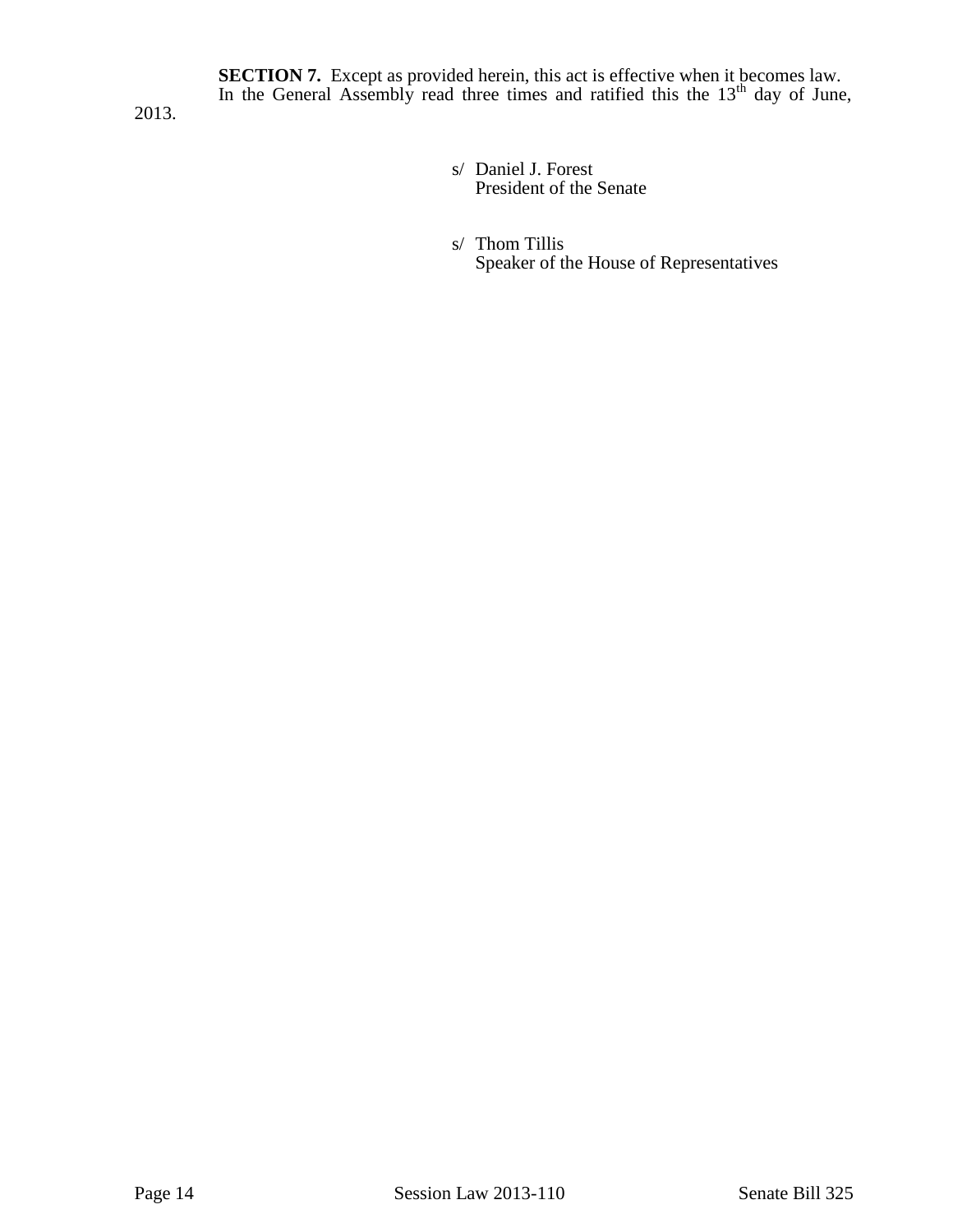**SECTION 7.** Except as provided herein, this act is effective when it becomes law.

In the General Assembly read three times and ratified this the 13th day of June, 2013.

s/ Daniel J. Forest
President of the Senate

s/ Thom Tillis
Speaker of the House of Representatives